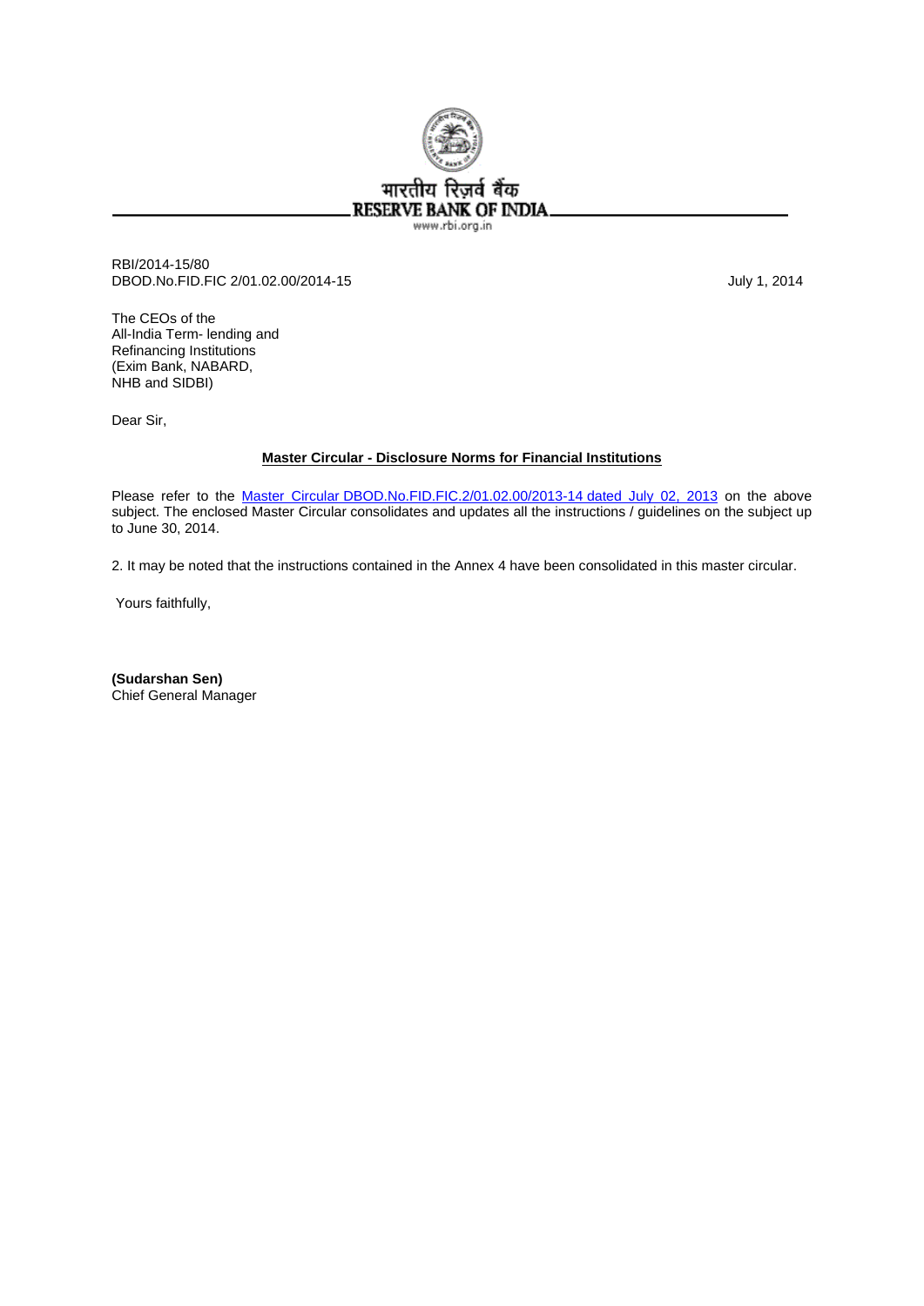भारतीय रिज़र्व बैंक
RESERVE BANK OF INDIA
www.rbi.org.in

RBI/2014-15/80
DBOD.No.FID.FIC 2/01.02.00/2014-15

July 1, 2014

The CEOs of the
All-India Term- lending and
Refinancing Institutions
(Exim Bank, NABARD,
NHB and SIDBI)

Dear Sir,

**Master Circular - Disclosure Norms for Financial Institutions**

Please refer to the Master Circular DBOD.No.FID.FIC.2/01.02.00/2013-14 dated July 02, 2013 on the above subject. The enclosed Master Circular consolidates and updates all the instructions / guidelines on the subject up to June 30, 2014.

2. It may be noted that the instructions contained in the Annex 4 have been consolidated in this master circular.

Yours faithfully,

**(Sudarshan Sen)**
Chief General Manager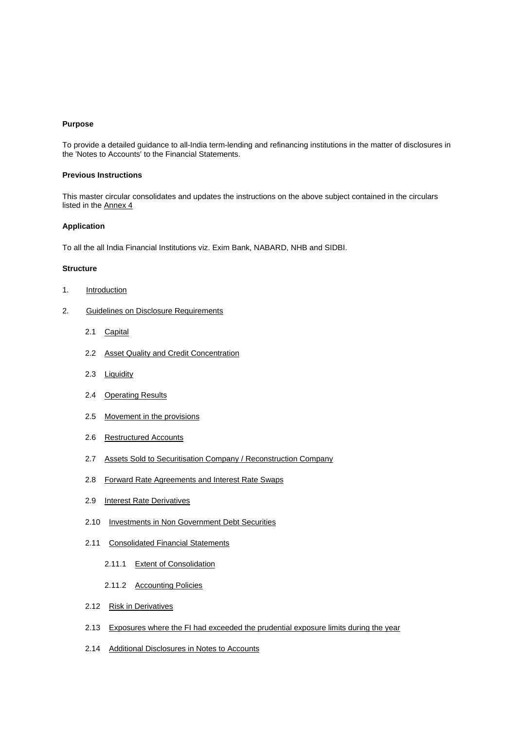**Purpose**

To provide a detailed guidance to all-India term-lending and refinancing institutions in the matter of disclosures in the 'Notes to Accounts' to the Financial Statements.

**Previous Instructions**

This master circular consolidates and updates the instructions on the above subject contained in the circulars listed in the Annex 4

**Application**

To all the all India Financial Institutions viz. Exim Bank, NABARD, NHB and SIDBI.

**Structure**

1. Introduction
2. Guidelines on Disclosure Requirements
   - 2.1 Capital
   - 2.2 Asset Quality and Credit Concentration
   - 2.3 Liquidity
   - 2.4 Operating Results
   - 2.5 Movement in the provisions
   - 2.6 Restructured Accounts
   - 2.7 Assets Sold to Securitisation Company / Reconstruction Company
   - 2.8 Forward Rate Agreements and Interest Rate Swaps
   - 2.9 Interest Rate Derivatives
   - 2.10 Investments in Non Government Debt Securities
   - 2.11 Consolidated Financial Statements
     - 2.11.1 Extent of Consolidation
     - 2.11.2 Accounting Policies
   - 2.12 Risk in Derivatives
   - 2.13 Exposures where the FI had exceeded the prudential exposure limits during the year
   - 2.14 Additional Disclosures in Notes to Accounts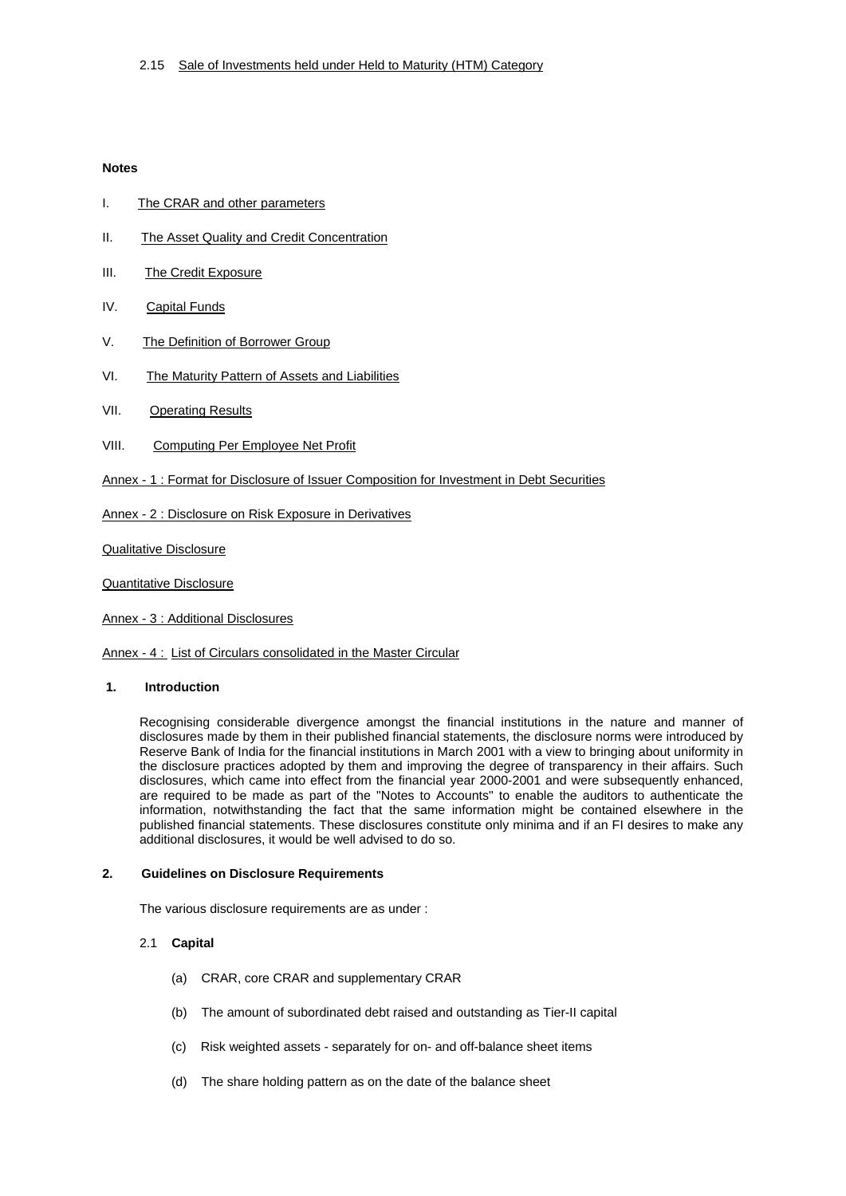2.15 Sale of Investments held under Held to Maturity (HTM) Category

**Notes**

I. The CRAR and other parameters

II. The Asset Quality and Credit Concentration

III. The Credit Exposure

IV. Capital Funds

V. The Definition of Borrower Group

VI. The Maturity Pattern of Assets and Liabilities

VII. Operating Results

VIII. Computing Per Employee Net Profit

Annex - 1 : Format for Disclosure of Issuer Composition for Investment in Debt Securities

Annex - 2 : Disclosure on Risk Exposure in Derivatives

Qualitative Disclosure

Quantitative Disclosure

Annex - 3 : Additional Disclosures

Annex - 4 : List of Circulars consolidated in the Master Circular

## 1. Introduction

Recognising considerable divergence amongst the financial institutions in the nature and manner of disclosures made by them in their published financial statements, the disclosure norms were introduced by Reserve Bank of India for the financial institutions in March 2001 with a view to bringing about uniformity in the disclosure practices adopted by them and improving the degree of transparency in their affairs. Such disclosures, which came into effect from the financial year 2000-2001 and were subsequently enhanced, are required to be made as part of the "Notes to Accounts" to enable the auditors to authenticate the information, notwithstanding the fact that the same information might be contained elsewhere in the published financial statements. These disclosures constitute only minima and if an FI desires to make any additional disclosures, it would be well advised to do so.

## 2. Guidelines on Disclosure Requirements

The various disclosure requirements are as under :

### 2.1 Capital

(a) CRAR, core CRAR and supplementary CRAR

(b) The amount of subordinated debt raised and outstanding as Tier-II capital

(c) Risk weighted assets - separately for on- and off-balance sheet items

(d) The share holding pattern as on the date of the balance sheet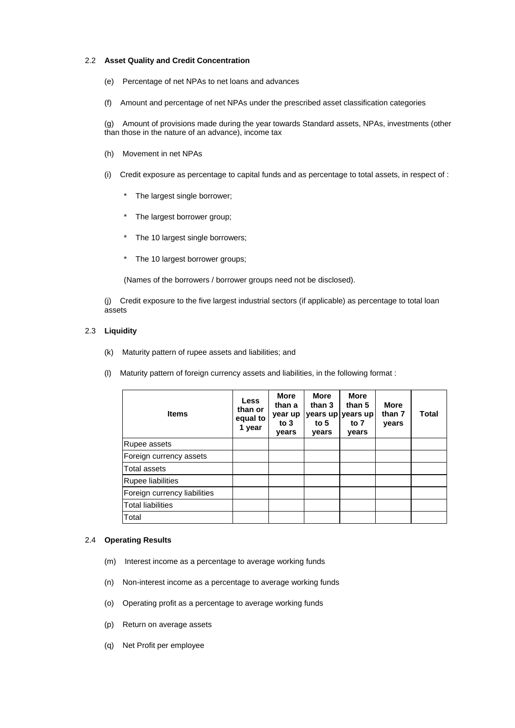### 2.2 **Asset Quality and Credit Concentration**

(e) Percentage of net NPAs to net loans and advances

(f) Amount and percentage of net NPAs under the prescribed asset classification categories

(g) Amount of provisions made during the year towards Standard assets, NPAs, investments (other than those in the nature of an advance), income tax

(h) Movement in net NPAs

(i) Credit exposure as percentage to capital funds and as percentage to total assets, in respect of :

- The largest single borrower;
- The largest borrower group;
- The 10 largest single borrowers;
- The 10 largest borrower groups;

(Names of the borrowers / borrower groups need not be disclosed).

(j) Credit exposure to the five largest industrial sectors (if applicable) as percentage to total loan assets

### 2.3 **Liquidity**

(k) Maturity pattern of rupee assets and liabilities; and

(l) Maturity pattern of foreign currency assets and liabilities, in the following format :

| Items | Less than or equal to 1 year | More than a year up to 3 years | More than 3 years up to 5 years | More than 5 years up to 7 years | More than 7 years | Total |
|---|---|---|---|---|---|---|
| Rupee assets | | | | | | |
| Foreign currency assets | | | | | | |
| Total assets | | | | | | |
| Rupee liabilities | | | | | | |
| Foreign currency liabilities | | | | | | |
| Total liabilities | | | | | | |
| Total | | | | | | |

### 2.4 **Operating Results**

(m) Interest income as a percentage to average working funds

(n) Non-interest income as a percentage to average working funds

(o) Operating profit as a percentage to average working funds

(p) Return on average assets

(q) Net Profit per employee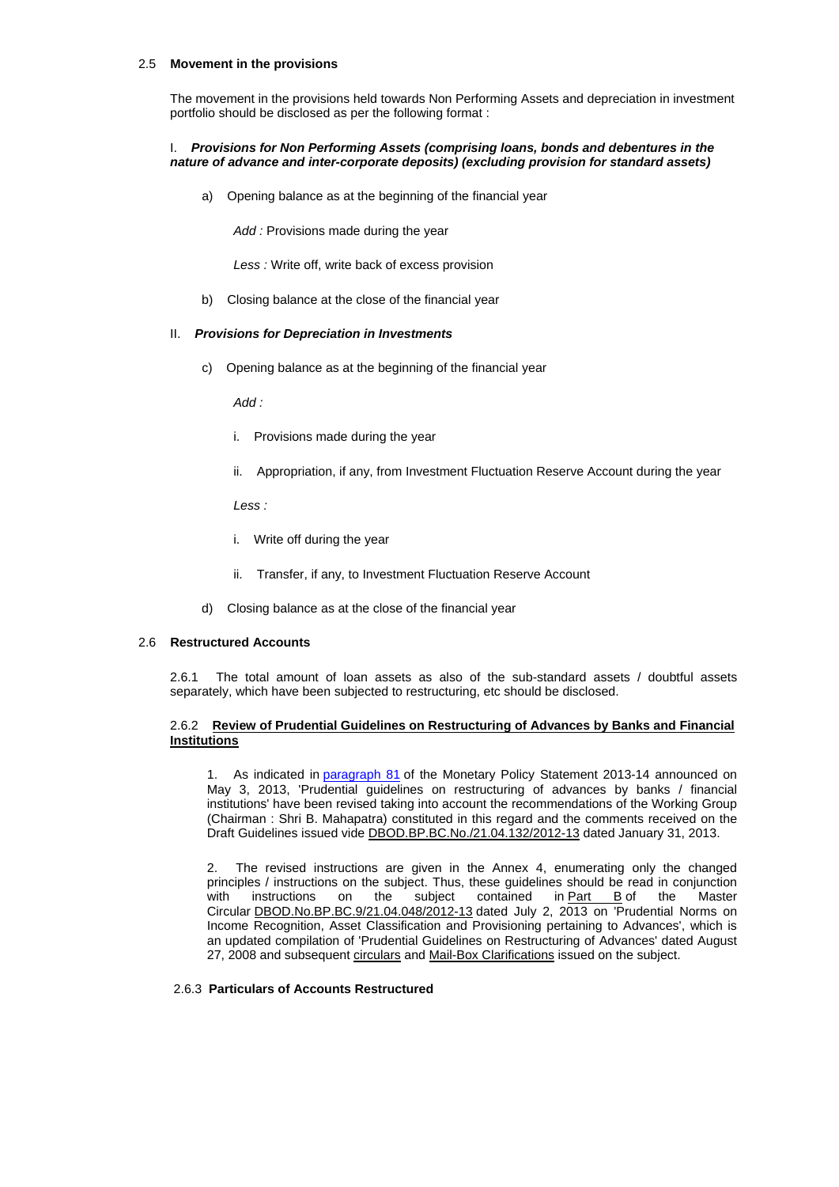2.5 **Movement in the provisions**

The movement in the provisions held towards Non Performing Assets and depreciation in investment portfolio should be disclosed as per the following format :

I. ***Provisions for Non Performing Assets (comprising loans, bonds and debentures in the nature of advance and inter-corporate deposits) (excluding provision for standard assets)***

a) Opening balance as at the beginning of the financial year

*Add :* Provisions made during the year

*Less :* Write off, write back of excess provision

b) Closing balance at the close of the financial year

II. ***Provisions for Depreciation in Investments***

c) Opening balance as at the beginning of the financial year

*Add :*

i. Provisions made during the year

ii. Appropriation, if any, from Investment Fluctuation Reserve Account during the year

*Less :*

i. Write off during the year

ii. Transfer, if any, to Investment Fluctuation Reserve Account

d) Closing balance as at the close of the financial year

2.6 **Restructured Accounts**

2.6.1 The total amount of loan assets as also of the sub-standard assets / doubtful assets separately, which have been subjected to restructuring, etc should be disclosed.

2.6.2 **Review of Prudential Guidelines on Restructuring of Advances by Banks and Financial Institutions**

1. As indicated in paragraph 81 of the Monetary Policy Statement 2013-14 announced on May 3, 2013, 'Prudential guidelines on restructuring of advances by banks / financial institutions' have been revised taking into account the recommendations of the Working Group (Chairman : Shri B. Mahapatra) constituted in this regard and the comments received on the Draft Guidelines issued vide DBOD.BP.BC.No./21.04.132/2012-13 dated January 31, 2013.

2. The revised instructions are given in the Annex 4, enumerating only the changed principles / instructions on the subject. Thus, these guidelines should be read in conjunction with instructions on the subject contained in Part B of the Master Circular DBOD.No.BP.BC.9/21.04.048/2012-13 dated July 2, 2013 on 'Prudential Norms on Income Recognition, Asset Classification and Provisioning pertaining to Advances', which is an updated compilation of 'Prudential Guidelines on Restructuring of Advances' dated August 27, 2008 and subsequent circulars and Mail-Box Clarifications issued on the subject.

2.6.3 **Particulars of Accounts Restructured**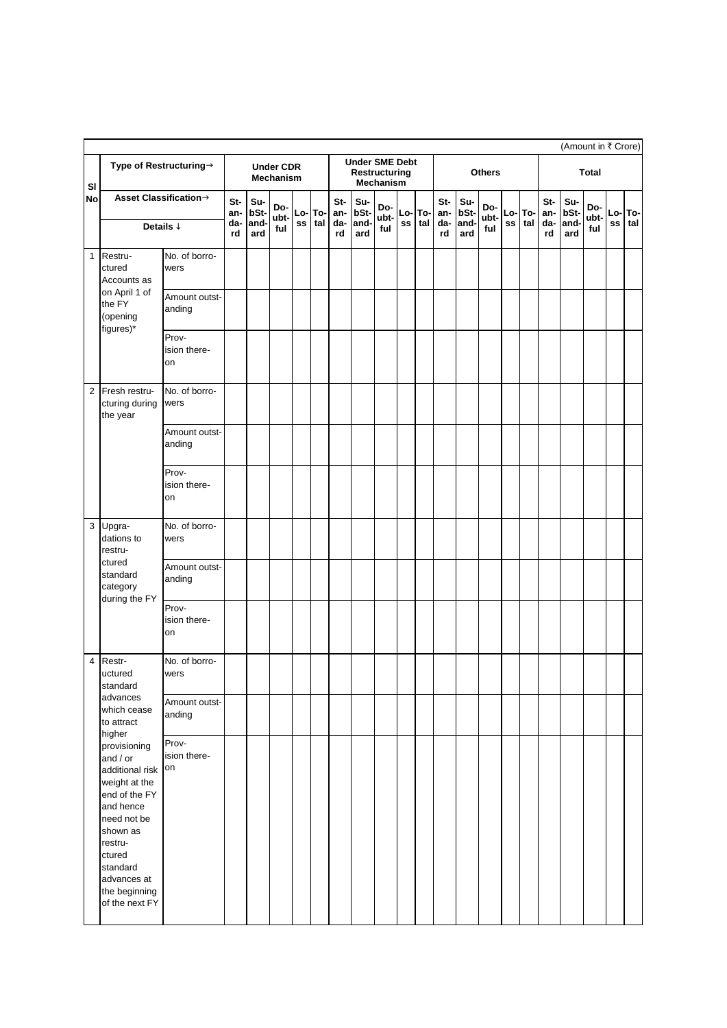(Amount in ₹ Crore)

| Sl No | Type of Restructuring→ | | Under CDR Mechanism | | | | | Under SME Debt Restructuring Mechanism | | | | | Others | | | | | Total | | | | |
|---|---|---|---|---|---|---|---|---|---|---|---|---|---|---|---|---|---|---|---|---|---|---|
| | Asset Classification→ | | Standard | Sub-Standard | Doubtful | Loss | Total | Standard | Sub-Standard | Doubtful | Loss | Total | Standard | Sub-Standard | Doubtful | Loss | Total | Standard | Sub-Standard | Doubtful | Loss | Total |
| | Details ↓ | | | | | | | | | | | | | | | | | | | | | |
| 1 | Restructured Accounts as on April 1 of the FY (opening figures)* | No. of borrowers | | | | | | | | | | | | | | | | | | | | |
| | | Amount outstanding | | | | | | | | | | | | | | | | | | | | |
| | | Provision thereon | | | | | | | | | | | | | | | | | | | | |
| 2 | Fresh restructuring during the year | No. of borrowers | | | | | | | | | | | | | | | | | | | | |
| | | Amount outstanding | | | | | | | | | | | | | | | | | | | | |
| | | Provision thereon | | | | | | | | | | | | | | | | | | | | |
| 3 | Upgradations to restructured standard category during the FY | No. of borrowers | | | | | | | | | | | | | | | | | | | | |
| | | Amount outstanding | | | | | | | | | | | | | | | | | | | | |
| | | Provision thereon | | | | | | | | | | | | | | | | | | | | |
| 4 | Restructured standard advances which cease to attract higher provisioning and / or additional risk weight at the end of the FY and hence need not be shown as restructured standard advances at the beginning of the next FY | No. of borrowers | | | | | | | | | | | | | | | | | | | | |
| | | Amount outstanding | | | | | | | | | | | | | | | | | | | | |
| | | Provision thereon | | | | | | | | | | | | | | | | | | | | |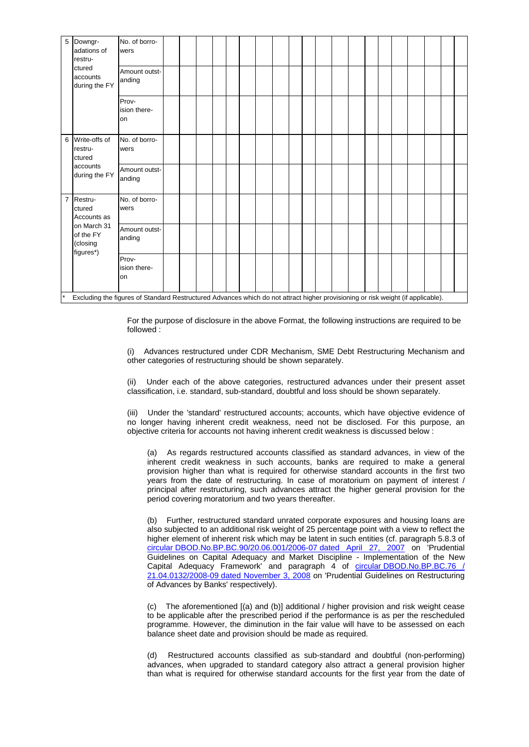| | | | | | | | | | | | | | | | | | | | | | | |
|---|---|---|---|---|---|---|---|---|---|---|---|---|---|---|---|---|---|---|---|---|---|---|
| 5 | Downgradations of restructured accounts during the FY | No. of borrowers | | | | | | | | | | | | | | | | | | | | |
| | | Amount outstanding | | | | | | | | | | | | | | | | | | | | |
| | | Provision thereon | | | | | | | | | | | | | | | | | | | | |
| 6 | Write-offs of restructured accounts during the FY | No. of borrowers | | | | | | | | | | | | | | | | | | | | |
| | | Amount outstanding | | | | | | | | | | | | | | | | | | | | |
| 7 | Restructured Accounts as on March 31 of the FY (closing figures*) | No. of borrowers | | | | | | | | | | | | | | | | | | | | |
| | | Amount outstanding | | | | | | | | | | | | | | | | | | | | |
| | | Provision thereon | | | | | | | | | | | | | | | | | | | | |

\* Excluding the figures of Standard Restructured Advances which do not attract higher provisioning or risk weight (if applicable).

For the purpose of disclosure in the above Format, the following instructions are required to be followed :

(i) Advances restructured under CDR Mechanism, SME Debt Restructuring Mechanism and other categories of restructuring should be shown separately.

(ii) Under each of the above categories, restructured advances under their present asset classification, i.e. standard, sub-standard, doubtful and loss should be shown separately.

(iii) Under the 'standard' restructured accounts; accounts, which have objective evidence of no longer having inherent credit weakness, need not be disclosed. For this purpose, an objective criteria for accounts not having inherent credit weakness is discussed below :

(a) As regards restructured accounts classified as standard advances, in view of the inherent credit weakness in such accounts, banks are required to make a general provision higher than what is required for otherwise standard accounts in the first two years from the date of restructuring. In case of moratorium on payment of interest / principal after restructuring, such advances attract the higher general provision for the period covering moratorium and two years thereafter.

(b) Further, restructured standard unrated corporate exposures and housing loans are also subjected to an additional risk weight of 25 percentage point with a view to reflect the higher element of inherent risk which may be latent in such entities (cf. paragraph 5.8.3 of circular DBOD.No.BP.BC.90/20.06.001/2006-07 dated April 27, 2007 on 'Prudential Guidelines on Capital Adequacy and Market Discipline - Implementation of the New Capital Adequacy Framework' and paragraph 4 of circular DBOD.No.BP.BC.76 / 21.04.0132/2008-09 dated November 3, 2008 on 'Prudential Guidelines on Restructuring of Advances by Banks' respectively).

(c) The aforementioned [(a) and (b)] additional / higher provision and risk weight cease to be applicable after the prescribed period if the performance is as per the rescheduled programme. However, the diminution in the fair value will have to be assessed on each balance sheet date and provision should be made as required.

(d) Restructured accounts classified as sub-standard and doubtful (non-performing) advances, when upgraded to standard category also attract a general provision higher than what is required for otherwise standard accounts for the first year from the date of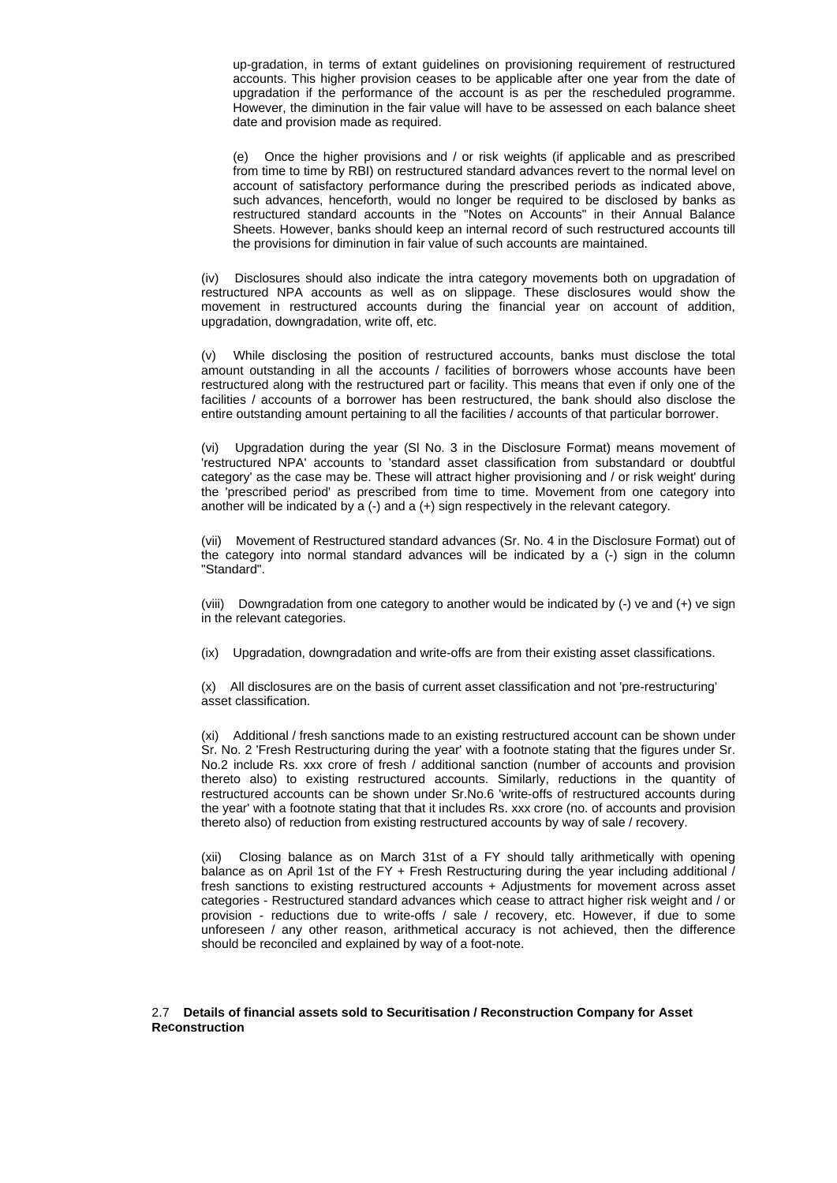up-gradation, in terms of extant guidelines on provisioning requirement of restructured accounts. This higher provision ceases to be applicable after one year from the date of upgradation if the performance of the account is as per the rescheduled programme. However, the diminution in the fair value will have to be assessed on each balance sheet date and provision made as required.

(e) Once the higher provisions and / or risk weights (if applicable and as prescribed from time to time by RBI) on restructured standard advances revert to the normal level on account of satisfactory performance during the prescribed periods as indicated above, such advances, henceforth, would no longer be required to be disclosed by banks as restructured standard accounts in the "Notes on Accounts" in their Annual Balance Sheets. However, banks should keep an internal record of such restructured accounts till the provisions for diminution in fair value of such accounts are maintained.

(iv) Disclosures should also indicate the intra category movements both on upgradation of restructured NPA accounts as well as on slippage. These disclosures would show the movement in restructured accounts during the financial year on account of addition, upgradation, downgradation, write off, etc.

(v) While disclosing the position of restructured accounts, banks must disclose the total amount outstanding in all the accounts / facilities of borrowers whose accounts have been restructured along with the restructured part or facility. This means that even if only one of the facilities / accounts of a borrower has been restructured, the bank should also disclose the entire outstanding amount pertaining to all the facilities / accounts of that particular borrower.

(vi) Upgradation during the year (Sl No. 3 in the Disclosure Format) means movement of 'restructured NPA' accounts to 'standard asset classification from substandard or doubtful category' as the case may be. These will attract higher provisioning and / or risk weight' during the 'prescribed period' as prescribed from time to time. Movement from one category into another will be indicated by a (-) and a (+) sign respectively in the relevant category.

(vii) Movement of Restructured standard advances (Sr. No. 4 in the Disclosure Format) out of the category into normal standard advances will be indicated by a (-) sign in the column "Standard".

(viii) Downgradation from one category to another would be indicated by (-) ve and (+) ve sign in the relevant categories.

(ix) Upgradation, downgradation and write-offs are from their existing asset classifications.

(x) All disclosures are on the basis of current asset classification and not 'pre-restructuring' asset classification.

(xi) Additional / fresh sanctions made to an existing restructured account can be shown under Sr. No. 2 'Fresh Restructuring during the year' with a footnote stating that the figures under Sr. No.2 include Rs. xxx crore of fresh / additional sanction (number of accounts and provision thereto also) to existing restructured accounts. Similarly, reductions in the quantity of restructured accounts can be shown under Sr.No.6 'write-offs of restructured accounts during the year' with a footnote stating that that it includes Rs. xxx crore (no. of accounts and provision thereto also) of reduction from existing restructured accounts by way of sale / recovery.

(xii) Closing balance as on March 31st of a FY should tally arithmetically with opening balance as on April 1st of the FY + Fresh Restructuring during the year including additional / fresh sanctions to existing restructured accounts + Adjustments for movement across asset categories - Restructured standard advances which cease to attract higher risk weight and / or provision - reductions due to write-offs / sale / recovery, etc. However, if due to some unforeseen / any other reason, arithmetical accuracy is not achieved, then the difference should be reconciled and explained by way of a foot-note.

### 2.7 **Details of financial assets sold to Securitisation / Reconstruction Company for Asset Reconstruction**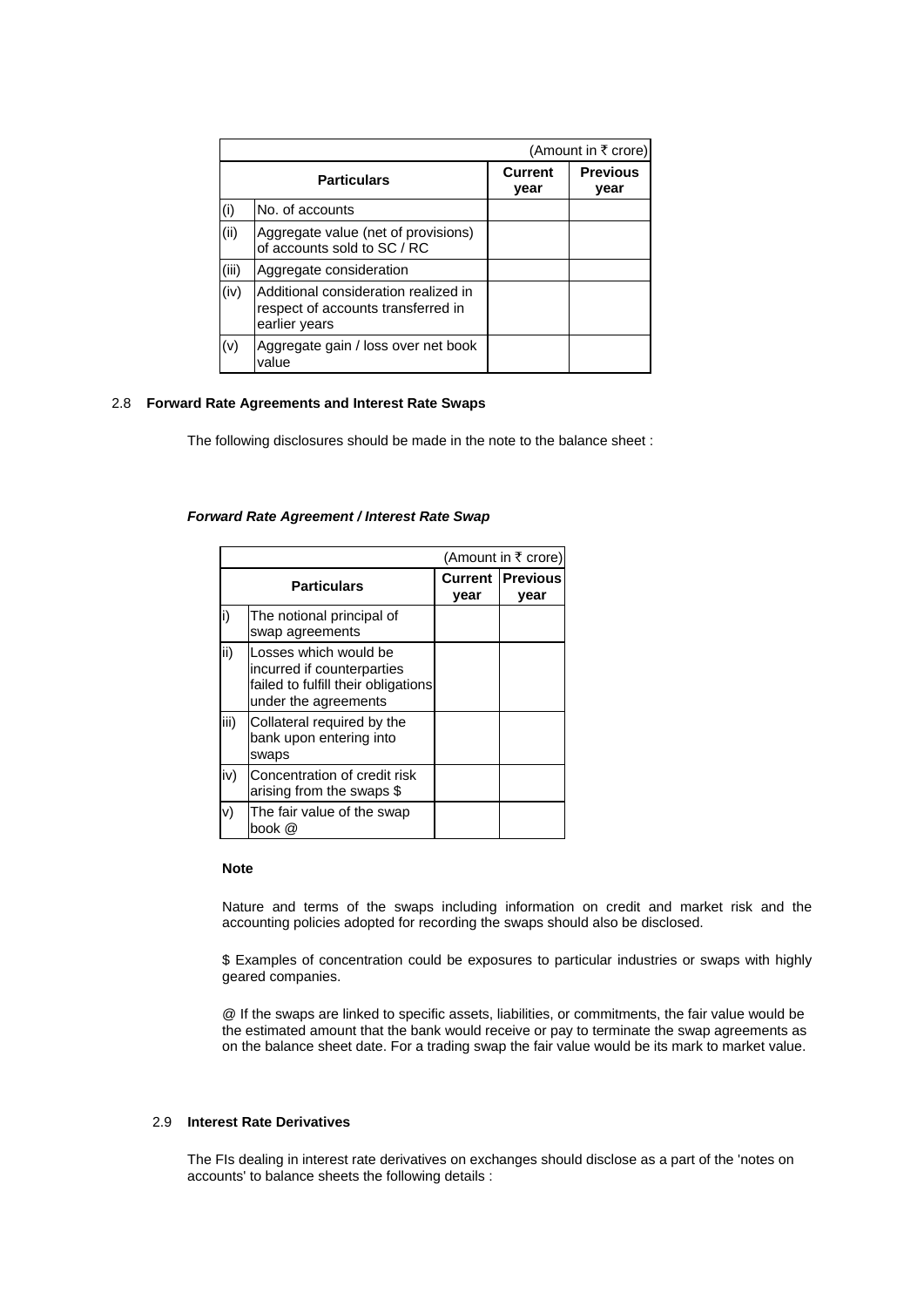| (Amount in ₹ crore) | | | |
|---|---|---|---|
| **Particulars** | | **Current year** | **Previous year** |
| (i) | No. of accounts | | |
| (ii) | Aggregate value (net of provisions) of accounts sold to SC / RC | | |
| (iii) | Aggregate consideration | | |
| (iv) | Additional consideration realized in respect of accounts transferred in earlier years | | |
| (v) | Aggregate gain / loss over net book value | | |

2.8 **Forward Rate Agreements and Interest Rate Swaps**

The following disclosures should be made in the note to the balance sheet :

***Forward Rate Agreement / Interest Rate Swap***

| (Amount in ₹ crore) | | | |
|---|---|---|---|
| **Particulars** | | **Current year** | **Previous year** |
| i) | The notional principal of swap agreements | | |
| ii) | Losses which would be incurred if counterparties failed to fulfill their obligations under the agreements | | |
| iii) | Collateral required by the bank upon entering into swaps | | |
| iv) | Concentration of credit risk arising from the swaps $ | | |
| v) | The fair value of the swap book @ | | |

**Note**

Nature and terms of the swaps including information on credit and market risk and the accounting policies adopted for recording the swaps should also be disclosed.

$ Examples of concentration could be exposures to particular industries or swaps with highly geared companies.

@ If the swaps are linked to specific assets, liabilities, or commitments, the fair value would be the estimated amount that the bank would receive or pay to terminate the swap agreements as on the balance sheet date. For a trading swap the fair value would be its mark to market value.

2.9 **Interest Rate Derivatives**

The FIs dealing in interest rate derivatives on exchanges should disclose as a part of the 'notes on accounts' to balance sheets the following details :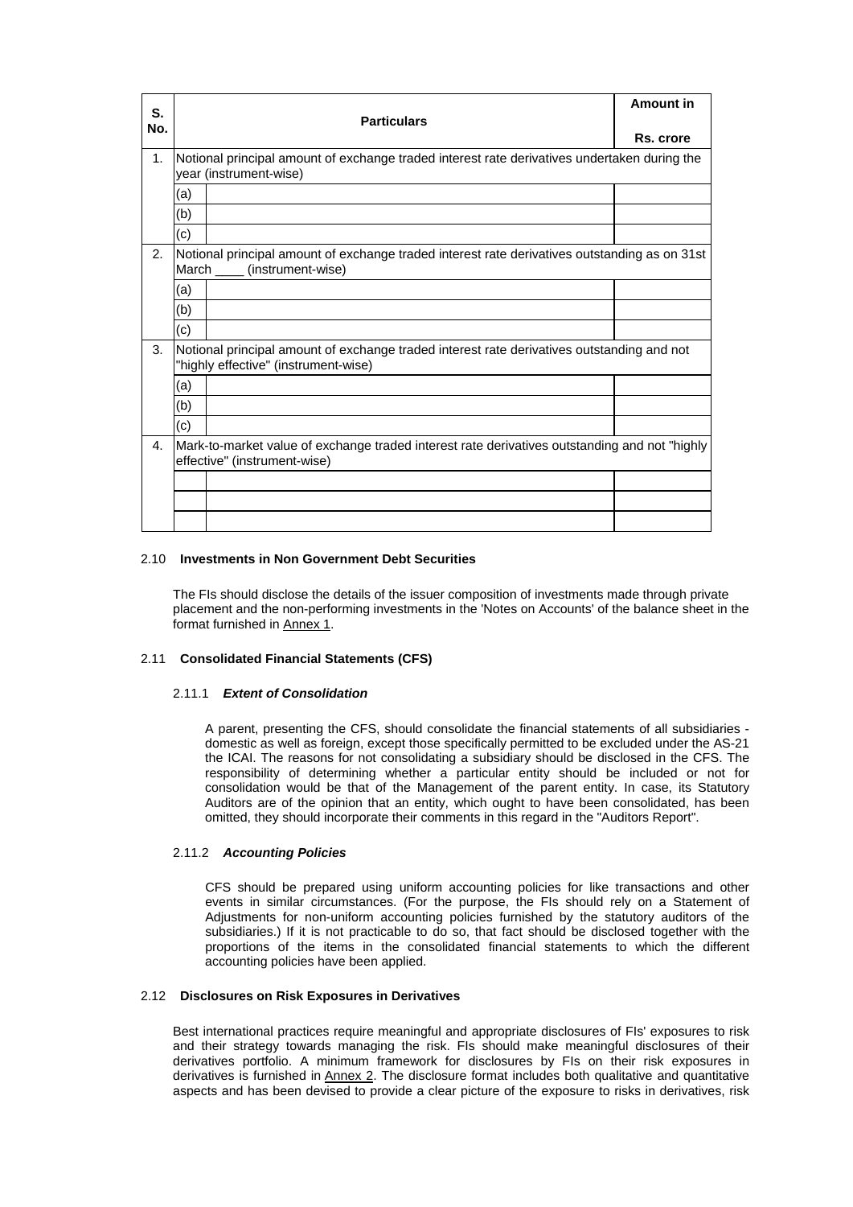| S. No. | | Particulars | Amount in Rs. crore |
|---|---|---|---|
| 1. | Notional principal amount of exchange traded interest rate derivatives undertaken during the year (instrument-wise) | | |
| | (a) | | |
| | (b) | | |
| | (c) | | |
| 2. | Notional principal amount of exchange traded interest rate derivatives outstanding as on 31st March ____ (instrument-wise) | | |
| | (a) | | |
| | (b) | | |
| | (c) | | |
| 3. | Notional principal amount of exchange traded interest rate derivatives outstanding and not "highly effective" (instrument-wise) | | |
| | (a) | | |
| | (b) | | |
| | (c) | | |
| 4. | Mark-to-market value of exchange traded interest rate derivatives outstanding and not "highly effective" (instrument-wise) | | |
| | | | |
| | | | |
| | | | |

### 2.10 Investments in Non Government Debt Securities

The FIs should disclose the details of the issuer composition of investments made through private placement and the non-performing investments in the 'Notes on Accounts' of the balance sheet in the format furnished in Annex 1.

### 2.11 Consolidated Financial Statements (CFS)

#### 2.11.1 *Extent of Consolidation*

A parent, presenting the CFS, should consolidate the financial statements of all subsidiaries - domestic as well as foreign, except those specifically permitted to be excluded under the AS-21 the ICAI. The reasons for not consolidating a subsidiary should be disclosed in the CFS. The responsibility of determining whether a particular entity should be included or not for consolidation would be that of the Management of the parent entity. In case, its Statutory Auditors are of the opinion that an entity, which ought to have been consolidated, has been omitted, they should incorporate their comments in this regard in the "Auditors Report".

#### 2.11.2 *Accounting Policies*

CFS should be prepared using uniform accounting policies for like transactions and other events in similar circumstances. (For the purpose, the FIs should rely on a Statement of Adjustments for non-uniform accounting policies furnished by the statutory auditors of the subsidiaries.) If it is not practicable to do so, that fact should be disclosed together with the proportions of the items in the consolidated financial statements to which the different accounting policies have been applied.

### 2.12 Disclosures on Risk Exposures in Derivatives

Best international practices require meaningful and appropriate disclosures of FIs' exposures to risk and their strategy towards managing the risk. FIs should make meaningful disclosures of their derivatives portfolio. A minimum framework for disclosures by FIs on their risk exposures in derivatives is furnished in Annex 2. The disclosure format includes both qualitative and quantitative aspects and has been devised to provide a clear picture of the exposure to risks in derivatives, risk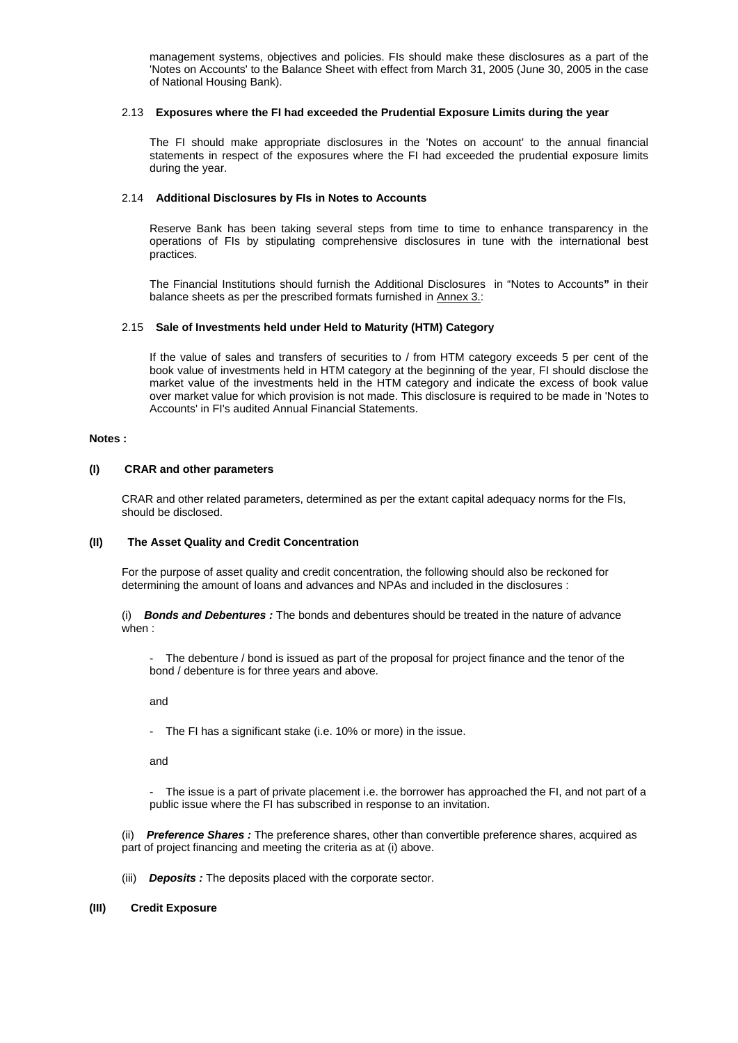management systems, objectives and policies. FIs should make these disclosures as a part of the 'Notes on Accounts' to the Balance Sheet with effect from March 31, 2005 (June 30, 2005 in the case of National Housing Bank).

### 2.13 Exposures where the FI had exceeded the Prudential Exposure Limits during the year

The FI should make appropriate disclosures in the 'Notes on account' to the annual financial statements in respect of the exposures where the FI had exceeded the prudential exposure limits during the year.

### 2.14 Additional Disclosures by FIs in Notes to Accounts

Reserve Bank has been taking several steps from time to time to enhance transparency in the operations of FIs by stipulating comprehensive disclosures in tune with the international best practices.

The Financial Institutions should furnish the Additional Disclosures in "Notes to Accounts**"** in their balance sheets as per the prescribed formats furnished in Annex 3.:

### 2.15 Sale of Investments held under Held to Maturity (HTM) Category

If the value of sales and transfers of securities to / from HTM category exceeds 5 per cent of the book value of investments held in HTM category at the beginning of the year, FI should disclose the market value of the investments held in the HTM category and indicate the excess of book value over market value for which provision is not made. This disclosure is required to be made in 'Notes to Accounts' in FI's audited Annual Financial Statements.

**Notes :**

**(I) CRAR and other parameters**

CRAR and other related parameters, determined as per the extant capital adequacy norms for the FIs, should be disclosed.

**(II) The Asset Quality and Credit Concentration**

For the purpose of asset quality and credit concentration, the following should also be reckoned for determining the amount of loans and advances and NPAs and included in the disclosures :

(i) ***Bonds and Debentures :*** The bonds and debentures should be treated in the nature of advance when :

- The debenture / bond is issued as part of the proposal for project finance and the tenor of the bond / debenture is for three years and above.

and

- The FI has a significant stake (i.e. 10% or more) in the issue.

and

- The issue is a part of private placement i.e. the borrower has approached the FI, and not part of a public issue where the FI has subscribed in response to an invitation.

(ii) ***Preference Shares :*** The preference shares, other than convertible preference shares, acquired as part of project financing and meeting the criteria as at (i) above.

(iii) ***Deposits :*** The deposits placed with the corporate sector.

**(III) Credit Exposure**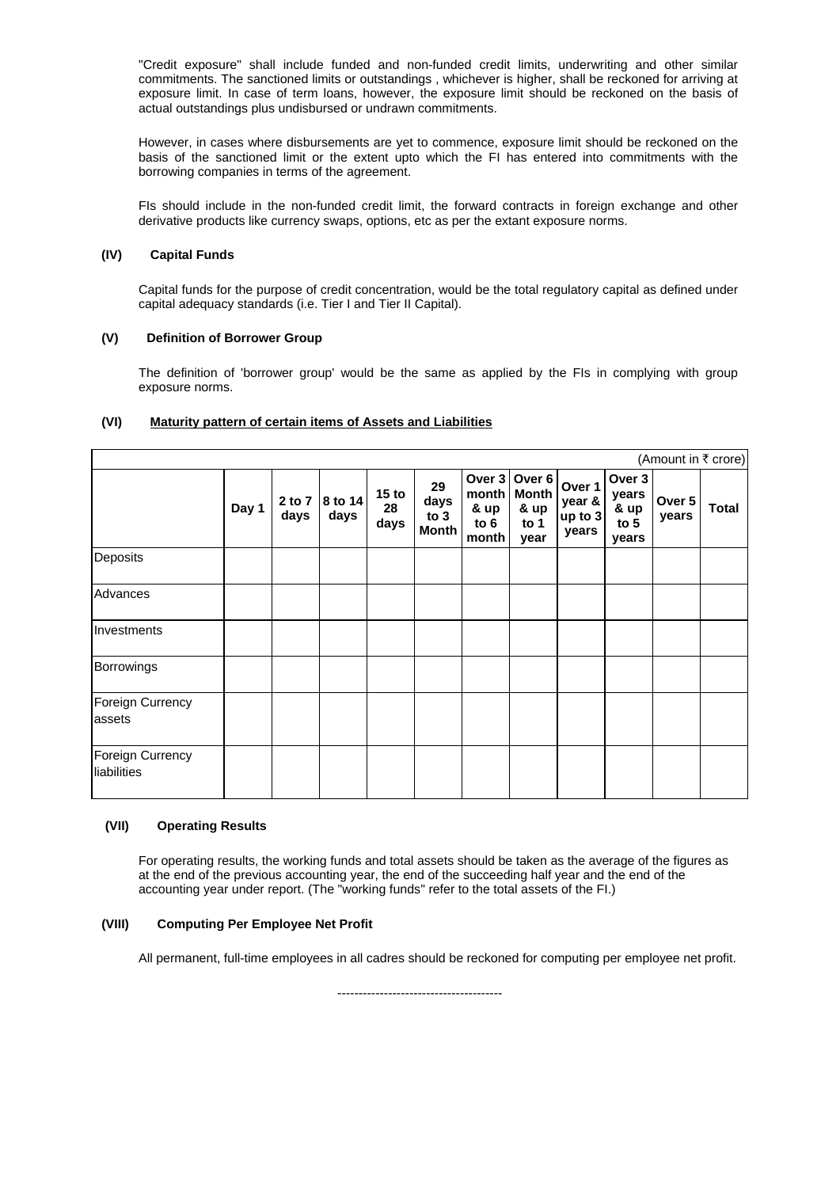"Credit exposure" shall include funded and non-funded credit limits, underwriting and other similar commitments. The sanctioned limits or outstandings , whichever is higher, shall be reckoned for arriving at exposure limit. In case of term loans, however, the exposure limit should be reckoned on the basis of actual outstandings plus undisbursed or undrawn commitments.

However, in cases where disbursements are yet to commence, exposure limit should be reckoned on the basis of the sanctioned limit or the extent upto which the FI has entered into commitments with the borrowing companies in terms of the agreement.

FIs should include in the non-funded credit limit, the forward contracts in foreign exchange and other derivative products like currency swaps, options, etc as per the extant exposure norms.

### (IV) Capital Funds

Capital funds for the purpose of credit concentration, would be the total regulatory capital as defined under capital adequacy standards (i.e. Tier I and Tier II Capital).

### (V) Definition of Borrower Group

The definition of 'borrower group' would be the same as applied by the FIs in complying with group exposure norms.

### (VI) Maturity pattern of certain items of Assets and Liabilities

(Amount in ₹ crore)

| | Day 1 | 2 to 7 days | 8 to 14 days | 15 to 28 days | 29 days to 3 Month | Over 3 month & up to 6 month | Over 6 Month & up to 1 year | Over 1 year & up to 3 years | Over 3 years & up to 5 years | Over 5 years | Total |
|---|---|---|---|---|---|---|---|---|---|---|---|
| Deposits | | | | | | | | | | | |
| Advances | | | | | | | | | | | |
| Investments | | | | | | | | | | | |
| Borrowings | | | | | | | | | | | |
| Foreign Currency assets | | | | | | | | | | | |
| Foreign Currency liabilities | | | | | | | | | | | |

### (VII) Operating Results

For operating results, the working funds and total assets should be taken as the average of the figures as at the end of the previous accounting year, the end of the succeeding half year and the end of the accounting year under report. (The "working funds" refer to the total assets of the FI.)

### (VIII) Computing Per Employee Net Profit

All permanent, full-time employees in all cadres should be reckoned for computing per employee net profit.

---------------------------------------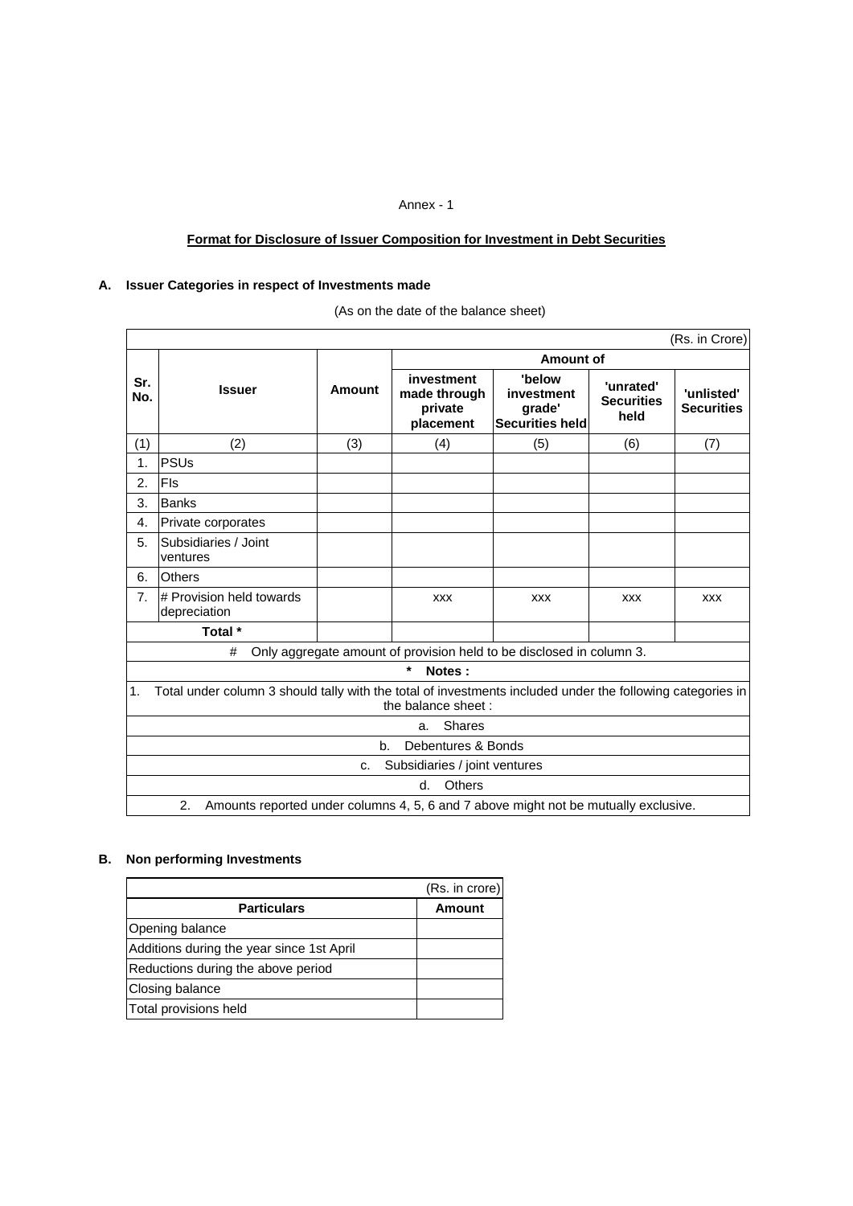Annex - 1

## Format for Disclosure of Issuer Composition for Investment in Debt Securities

### A. Issuer Categories in respect of Investments made

(As on the date of the balance sheet)

(Rs. in Crore)

| Sr. No. | Issuer | Amount | Amount of investment made through private placement | Amount of 'below investment grade' Securities held | Amount of 'unrated' Securities held | Amount of 'unlisted' Securities |
|---|---|---|---|---|---|---|
| (1) | (2) | (3) | (4) | (5) | (6) | (7) |
| 1. | PSUs | | | | | |
| 2. | FIs | | | | | |
| 3. | Banks | | | | | |
| 4. | Private corporates | | | | | |
| 5. | Subsidiaries / Joint ventures | | | | | |
| 6. | Others | | | | | |
| 7. | # Provision held towards depreciation | | xxx | xxx | xxx | xxx |
| | Total * | | | | | |

# Only aggregate amount of provision held to be disclosed in column 3.

\* **Notes :**

1. Total under column 3 should tally with the total of investments included under the following categories in the balance sheet :
   a. Shares
   b. Debentures & Bonds
   c. Subsidiaries / joint ventures
   d. Others
2. Amounts reported under columns 4, 5, 6 and 7 above might not be mutually exclusive.

### B. Non performing Investments

(Rs. in crore)

| Particulars | Amount |
|---|---|
| Opening balance | |
| Additions during the year since 1st April | |
| Reductions during the above period | |
| Closing balance | |
| Total provisions held | |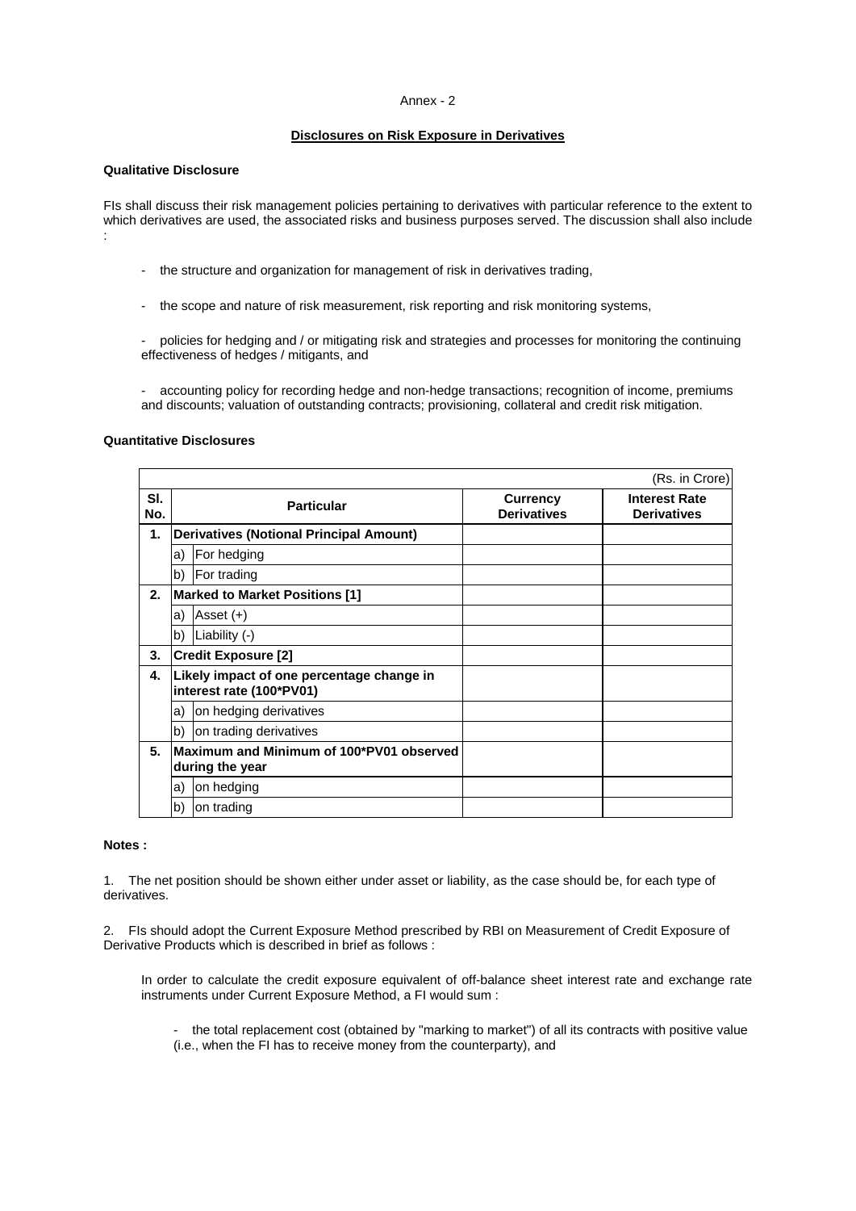Annex - 2

## Disclosures on Risk Exposure in Derivatives

**Qualitative Disclosure**

FIs shall discuss their risk management policies pertaining to derivatives with particular reference to the extent to which derivatives are used, the associated risks and business purposes served. The discussion shall also include :

- the structure and organization for management of risk in derivatives trading,
- the scope and nature of risk measurement, risk reporting and risk monitoring systems,
- policies for hedging and / or mitigating risk and strategies and processes for monitoring the continuing effectiveness of hedges / mitigants, and
- accounting policy for recording hedge and non-hedge transactions; recognition of income, premiums and discounts; valuation of outstanding contracts; provisioning, collateral and credit risk mitigation.

**Quantitative Disclosures**

(Rs. in Crore)

| Sl. No. | | Particular | Currency Derivatives | Interest Rate Derivatives |
|---|---|---|---|---|
| **1.** | **Derivatives (Notional Principal Amount)** | | | |
| | a) | For hedging | | |
| | b) | For trading | | |
| **2.** | **Marked to Market Positions [1]** | | | |
| | a) | Asset (+) | | |
| | b) | Liability (-) | | |
| **3.** | **Credit Exposure [2]** | | | |
| **4.** | **Likely impact of one percentage change in interest rate (100*PV01)** | | | |
| | a) | on hedging derivatives | | |
| | b) | on trading derivatives | | |
| **5.** | **Maximum and Minimum of 100*PV01 observed during the year** | | | |
| | a) | on hedging | | |
| | b) | on trading | | |

**Notes :**

1. The net position should be shown either under asset or liability, as the case should be, for each type of derivatives.

2. FIs should adopt the Current Exposure Method prescribed by RBI on Measurement of Credit Exposure of Derivative Products which is described in brief as follows :

   In order to calculate the credit exposure equivalent of off-balance sheet interest rate and exchange rate instruments under Current Exposure Method, a FI would sum :

   - the total replacement cost (obtained by "marking to market") of all its contracts with positive value (i.e., when the FI has to receive money from the counterparty), and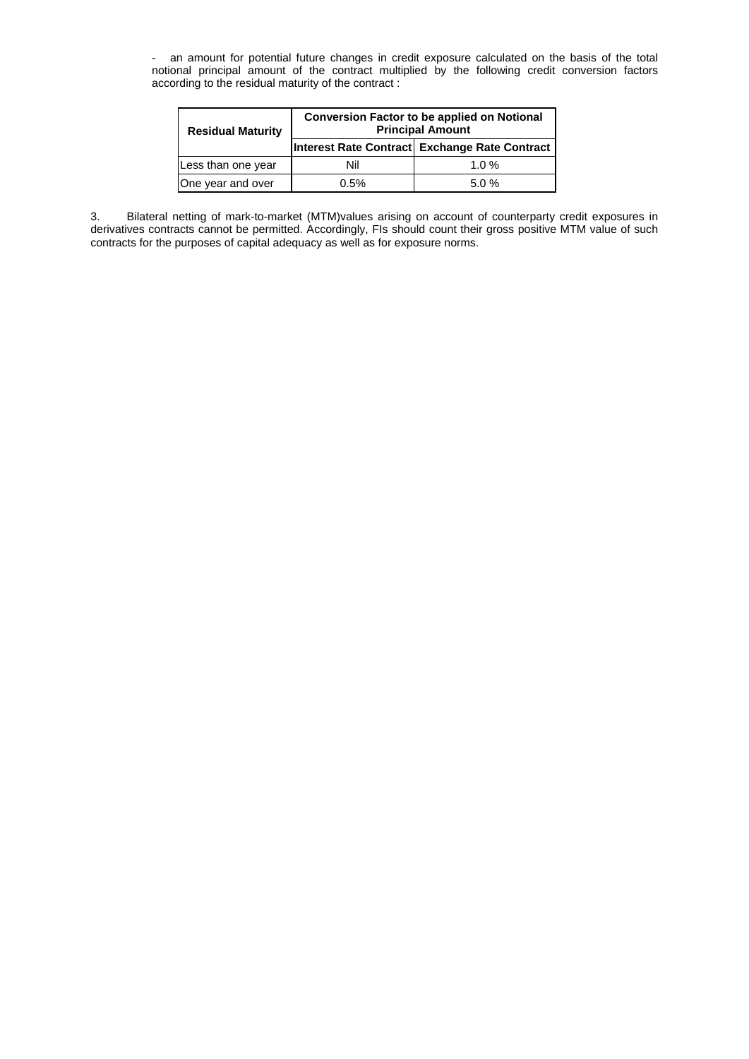- an amount for potential future changes in credit exposure calculated on the basis of the total notional principal amount of the contract multiplied by the following credit conversion factors according to the residual maturity of the contract :

| Residual Maturity | Conversion Factor to be applied on Notional Principal Amount | |
|---|---|---|
| | Interest Rate Contract | Exchange Rate Contract |
| Less than one year | Nil | 1.0 % |
| One year and over | 0.5% | 5.0 % |

3. Bilateral netting of mark-to-market (MTM)values arising on account of counterparty credit exposures in derivatives contracts cannot be permitted. Accordingly, FIs should count their gross positive MTM value of such contracts for the purposes of capital adequacy as well as for exposure norms.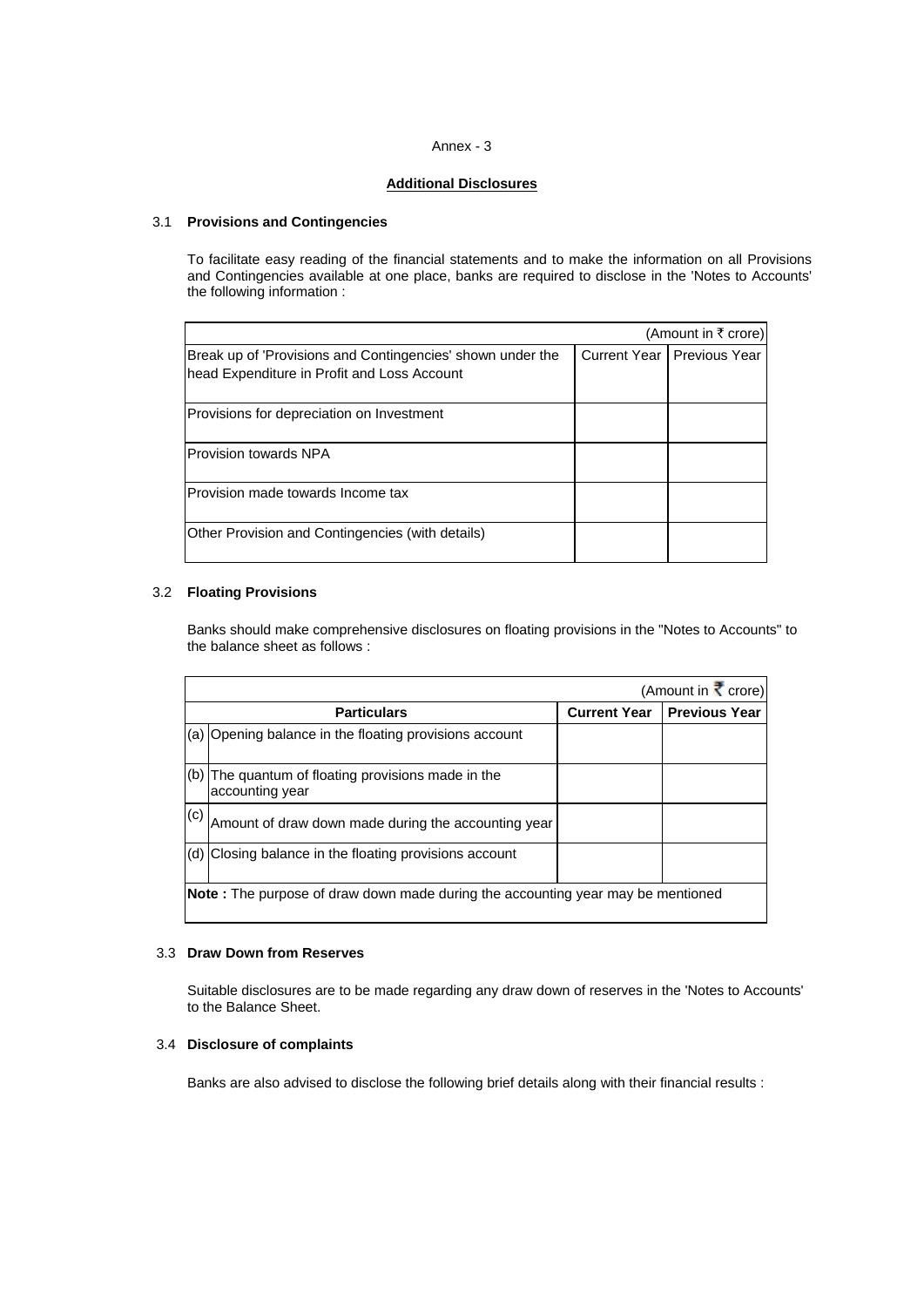Annex - 3

## Additional Disclosures

### 3.1 Provisions and Contingencies

To facilitate easy reading of the financial statements and to make the information on all Provisions and Contingencies available at one place, banks are required to disclose in the 'Notes to Accounts' the following information :

| (Amount in ₹ crore) | | |
|---|---|---|
| Break up of 'Provisions and Contingencies' shown under the head Expenditure in Profit and Loss Account | Current Year | Previous Year |
| Provisions for depreciation on Investment | | |
| Provision towards NPA | | |
| Provision made towards Income tax | | |
| Other Provision and Contingencies (with details) | | |

### 3.2 Floating Provisions

Banks should make comprehensive disclosures on floating provisions in the "Notes to Accounts" to the balance sheet as follows :

| | (Amount in ₹ crore) | | |
|---|---|---|---|
| | **Particulars** | **Current Year** | **Previous Year** |
| (a) | Opening balance in the floating provisions account | | |
| (b) | The quantum of floating provisions made in the accounting year | | |
| (c) | Amount of draw down made during the accounting year | | |
| (d) | Closing balance in the floating provisions account | | |
| **Note :** The purpose of draw down made during the accounting year may be mentioned | | | |

### 3.3 Draw Down from Reserves

Suitable disclosures are to be made regarding any draw down of reserves in the 'Notes to Accounts' to the Balance Sheet.

### 3.4 Disclosure of complaints

Banks are also advised to disclose the following brief details along with their financial results :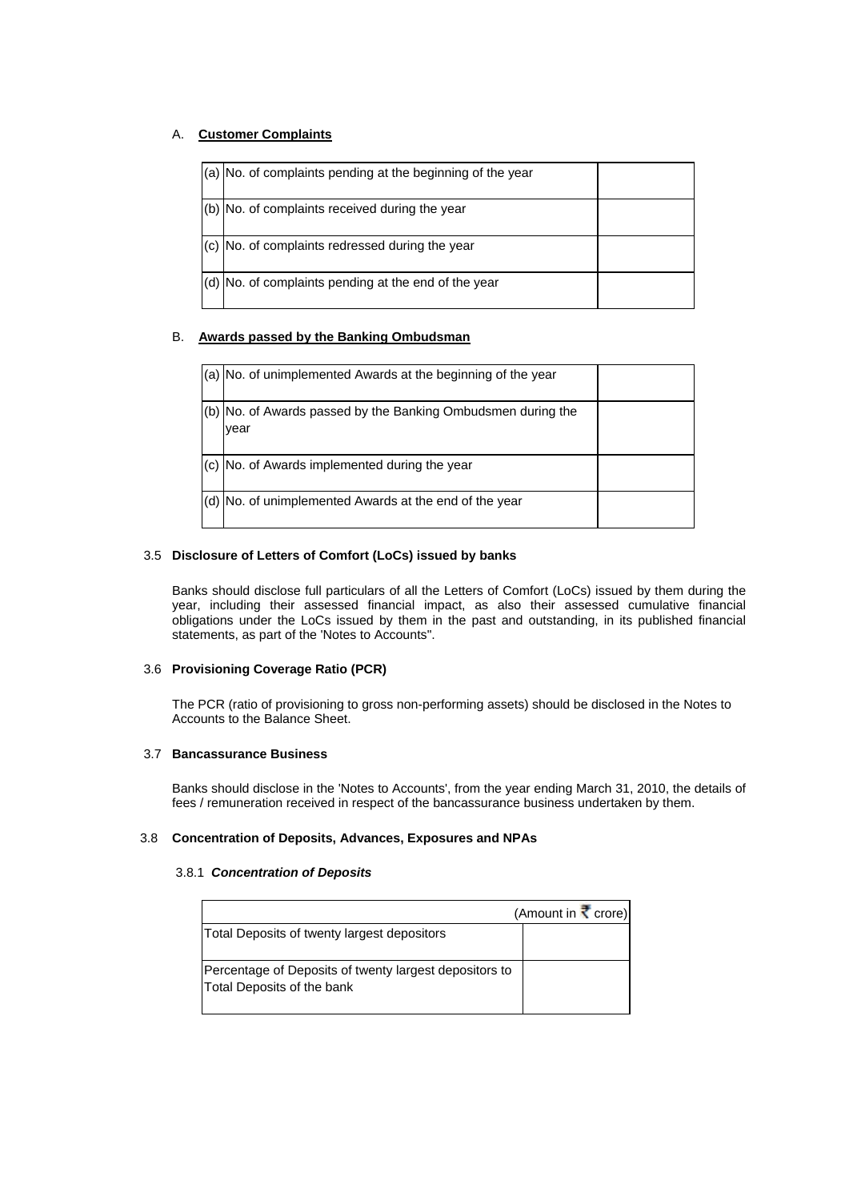A. **Customer Complaints**

| | | |
|---|---|---|
| (a) | No. of complaints pending at the beginning of the year | |
| (b) | No. of complaints received during the year | |
| (c) | No. of complaints redressed during the year | |
| (d) | No. of complaints pending at the end of the year | |

B. **Awards passed by the Banking Ombudsman**

| | | |
|---|---|---|
| (a) | No. of unimplemented Awards at the beginning of the year | |
| (b) | No. of Awards passed by the Banking Ombudsmen during the year | |
| (c) | No. of Awards implemented during the year | |
| (d) | No. of unimplemented Awards at the end of the year | |

### 3.5 Disclosure of Letters of Comfort (LoCs) issued by banks

Banks should disclose full particulars of all the Letters of Comfort (LoCs) issued by them during the year, including their assessed financial impact, as also their assessed cumulative financial obligations under the LoCs issued by them in the past and outstanding, in its published financial statements, as part of the 'Notes to Accounts".

### 3.6 Provisioning Coverage Ratio (PCR)

The PCR (ratio of provisioning to gross non-performing assets) should be disclosed in the Notes to Accounts to the Balance Sheet.

### 3.7 Bancassurance Business

Banks should disclose in the 'Notes to Accounts', from the year ending March 31, 2010, the details of fees / remuneration received in respect of the bancassurance business undertaken by them.

### 3.8 Concentration of Deposits, Advances, Exposures and NPAs

#### 3.8.1 *Concentration of Deposits*

| | (Amount in ₹ crore) |
|---|---|
| Total Deposits of twenty largest depositors | |
| Percentage of Deposits of twenty largest depositors to Total Deposits of the bank | |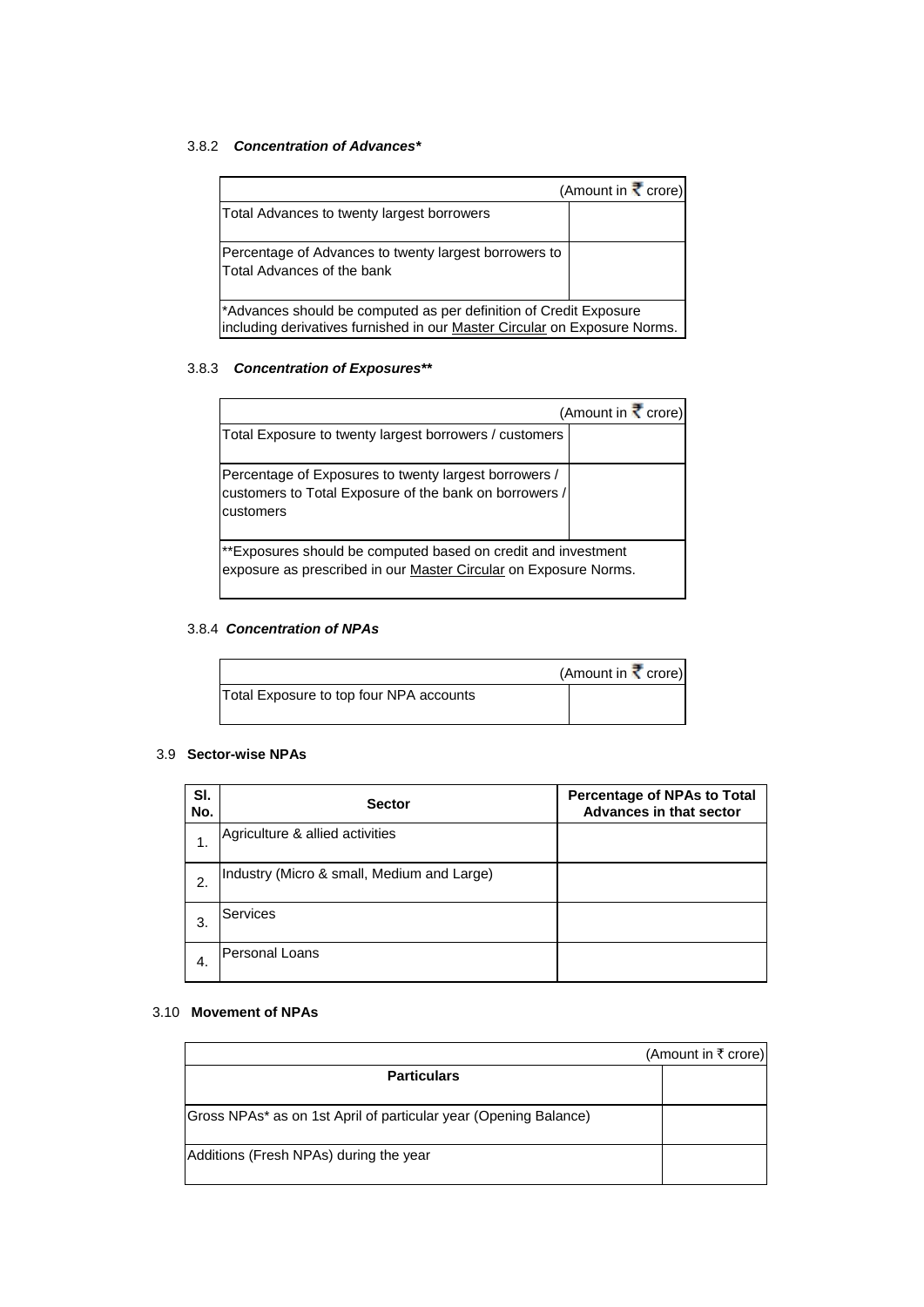### 3.8.2 ***Concentration of Advances****

| | (Amount in ₹ crore) |
|---|---|
| Total Advances to twenty largest borrowers | |
| Percentage of Advances to twenty largest borrowers to Total Advances of the bank | |
| *Advances should be computed as per definition of Credit Exposure including derivatives furnished in our Master Circular on Exposure Norms. | |

### 3.8.3 ***Concentration of Exposures*****

| | (Amount in ₹ crore) |
|---|---|
| Total Exposure to twenty largest borrowers / customers | |
| Percentage of Exposures to twenty largest borrowers / customers to Total Exposure of the bank on borrowers / customers | |
| **Exposures should be computed based on credit and investment exposure as prescribed in our Master Circular on Exposure Norms. | |

### 3.8.4 ***Concentration of NPAs***

| | (Amount in ₹ crore) |
|---|---|
| Total Exposure to top four NPA accounts | |

### 3.9 **Sector-wise NPAs**

| Sl. No. | Sector | Percentage of NPAs to Total Advances in that sector |
|---|---|---|
| 1. | Agriculture & allied activities | |
| 2. | Industry (Micro & small, Medium and Large) | |
| 3. | Services | |
| 4. | Personal Loans | |

### 3.10 **Movement of NPAs**

| | (Amount in ₹ crore) |
|---|---|
| **Particulars** | |
| Gross NPAs* as on 1st April of particular year (Opening Balance) | |
| Additions (Fresh NPAs) during the year | |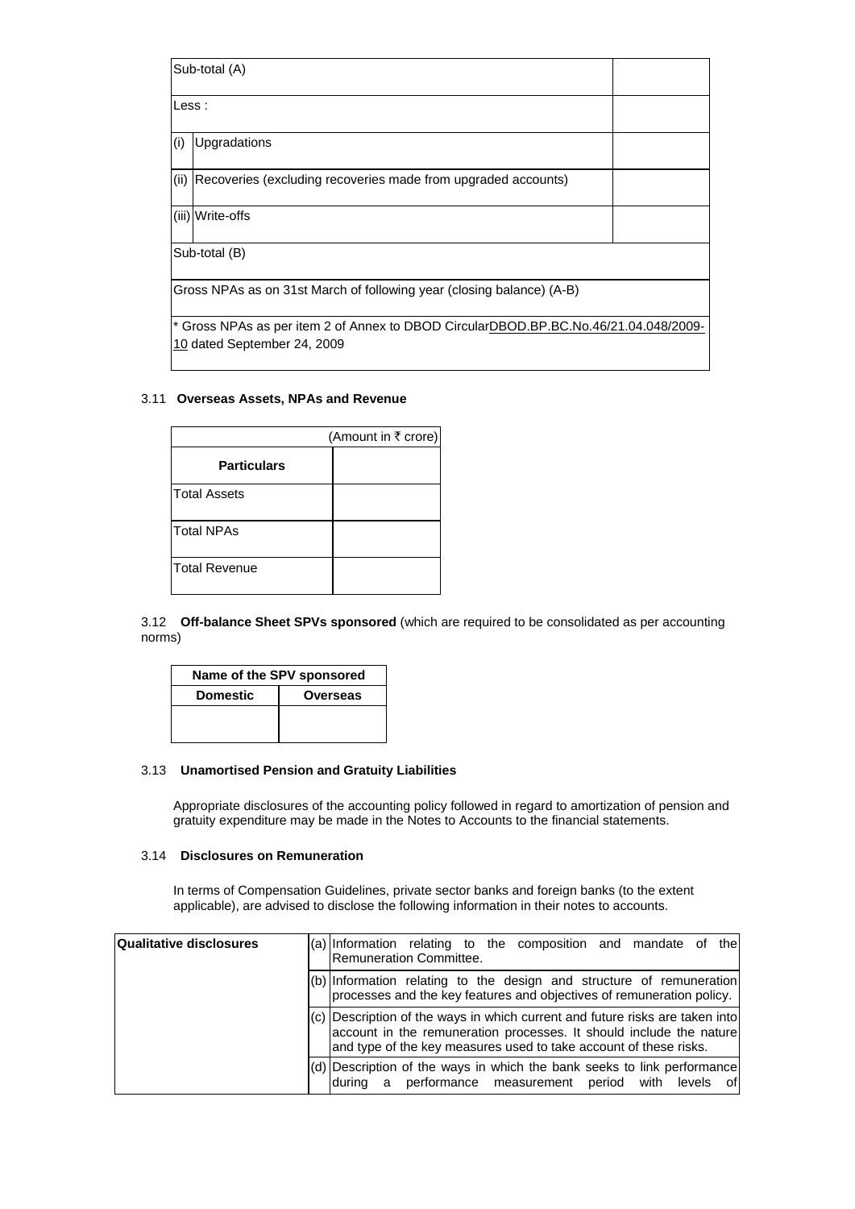| Sub-total (A) | | |
|---|---|---|
| Less : | | |
| (i) | Upgradations | |
| (ii) | Recoveries (excluding recoveries made from upgraded accounts) | |
| (iii) | Write-offs | |
| Sub-total (B) | | |
| Gross NPAs as on 31st March of following year (closing balance) (A-B) | | |
| * Gross NPAs as per item 2 of Annex to DBOD Circular DBOD.BP.BC.No.46/21.04.048/2009-10 dated September 24, 2009 | | |

### 3.11 **Overseas Assets, NPAs and Revenue**

| | (Amount in ₹ crore) |
|---|---|
| **Particulars** | |
| Total Assets | |
| Total NPAs | |
| Total Revenue | |

### 3.12 **Off-balance Sheet SPVs sponsored** (which are required to be consolidated as per accounting norms)

| **Name of the SPV sponsored** | |
|---|---|
| **Domestic** | **Overseas** |
| | |

### 3.13 **Unamortised Pension and Gratuity Liabilities**

Appropriate disclosures of the accounting policy followed in regard to amortization of pension and gratuity expenditure may be made in the Notes to Accounts to the financial statements.

### 3.14 **Disclosures on Remuneration**

In terms of Compensation Guidelines, private sector banks and foreign banks (to the extent applicable), are advised to disclose the following information in their notes to accounts.

| **Qualitative disclosures** | (a) | Information relating to the composition and mandate of the Remuneration Committee. |
|---|---|---|
| | (b) | Information relating to the design and structure of remuneration processes and the key features and objectives of remuneration policy. |
| | (c) | Description of the ways in which current and future risks are taken into account in the remuneration processes. It should include the nature and type of the key measures used to take account of these risks. |
| | (d) | Description of the ways in which the bank seeks to link performance during a performance measurement period with levels of |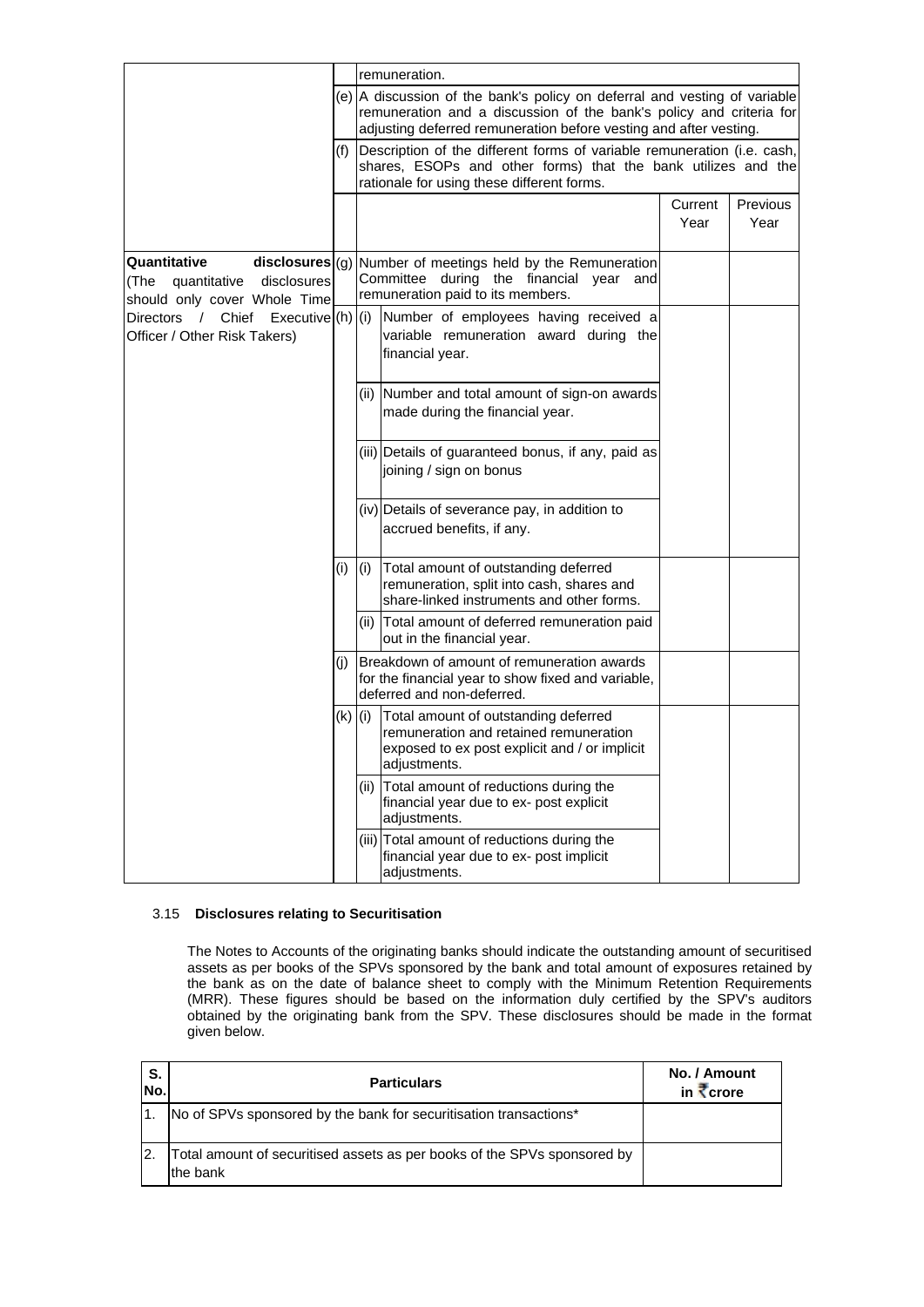| | | | | Current Year | Previous Year |
|---|---|---|---|---|---|
| | | | remuneration. | | |
| | (e) | | A discussion of the bank's policy on deferral and vesting of variable remuneration and a discussion of the bank's policy and criteria for adjusting deferred remuneration before vesting and after vesting. | | |
| | (f) | | Description of the different forms of variable remuneration (i.e. cash, shares, ESOPs and other forms) that the bank utilizes and the rationale for using these different forms. | | |
| **Quantitative disclosures** (The quantitative disclosures should only cover Whole Time Directors / Chief Executive Officer / Other Risk Takers) | (g) | | Number of meetings held by the Remuneration Committee during the financial year and remuneration paid to its members. | | |
| | (h) | (i) | Number of employees having received a variable remuneration award during the financial year. | | |
| | | (ii) | Number and total amount of sign-on awards made during the financial year. | | |
| | | (iii) | Details of guaranteed bonus, if any, paid as joining / sign on bonus | | |
| | | (iv) | Details of severance pay, in addition to accrued benefits, if any. | | |
| | (i) | (i) | Total amount of outstanding deferred remuneration, split into cash, shares and share-linked instruments and other forms. | | |
| | | (ii) | Total amount of deferred remuneration paid out in the financial year. | | |
| | (j) | | Breakdown of amount of remuneration awards for the financial year to show fixed and variable, deferred and non-deferred. | | |
| | (k) | (i) | Total amount of outstanding deferred remuneration and retained remuneration exposed to ex post explicit and / or implicit adjustments. | | |
| | | (ii) | Total amount of reductions during the financial year due to ex- post explicit adjustments. | | |
| | | (iii) | Total amount of reductions during the financial year due to ex- post implicit adjustments. | | |

3.15 **Disclosures relating to Securitisation**

The Notes to Accounts of the originating banks should indicate the outstanding amount of securitised assets as per books of the SPVs sponsored by the bank and total amount of exposures retained by the bank as on the date of balance sheet to comply with the Minimum Retention Requirements (MRR). These figures should be based on the information duly certified by the SPV's auditors obtained by the originating bank from the SPV. These disclosures should be made in the format given below.

| S. No. | Particulars | No. / Amount in ₹crore |
|---|---|---|
| 1. | No of SPVs sponsored by the bank for securitisation transactions* | |
| 2. | Total amount of securitised assets as per books of the SPVs sponsored by the bank | |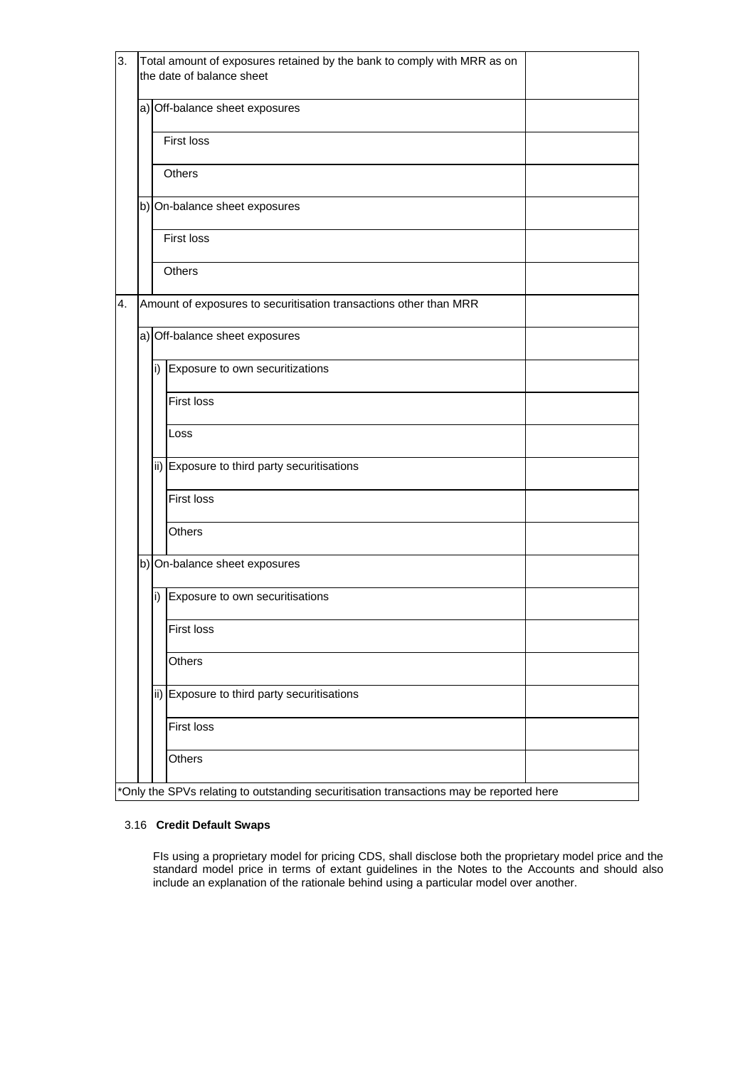| | | | | |
|---|---|---|---|---|
| 3. | Total amount of exposures retained by the bank to comply with MRR as on the date of balance sheet | | | |
| | a) | Off-balance sheet exposures | | |
| | | First loss | | |
| | | Others | | |
| | b) | On-balance sheet exposures | | |
| | | First loss | | |
| | | Others | | |
| 4. | Amount of exposures to securitisation transactions other than MRR | | | |
| | a) | Off-balance sheet exposures | | |
| | | i) | Exposure to own securitizations | |
| | | | First loss | |
| | | | Loss | |
| | | ii) | Exposure to third party securitisations | |
| | | | First loss | |
| | | | Others | |
| | b) | On-balance sheet exposures | | |
| | | i) | Exposure to own securitisations | |
| | | | First loss | |
| | | | Others | |
| | | ii) | Exposure to third party securitisations | |
| | | | First loss | |
| | | | Others | |

*Only the SPVs relating to outstanding securitisation transactions may be reported here

### 3.16 **Credit Default Swaps**

FIs using a proprietary model for pricing CDS, shall disclose both the proprietary model price and the standard model price in terms of extant guidelines in the Notes to the Accounts and should also include an explanation of the rationale behind using a particular model over another.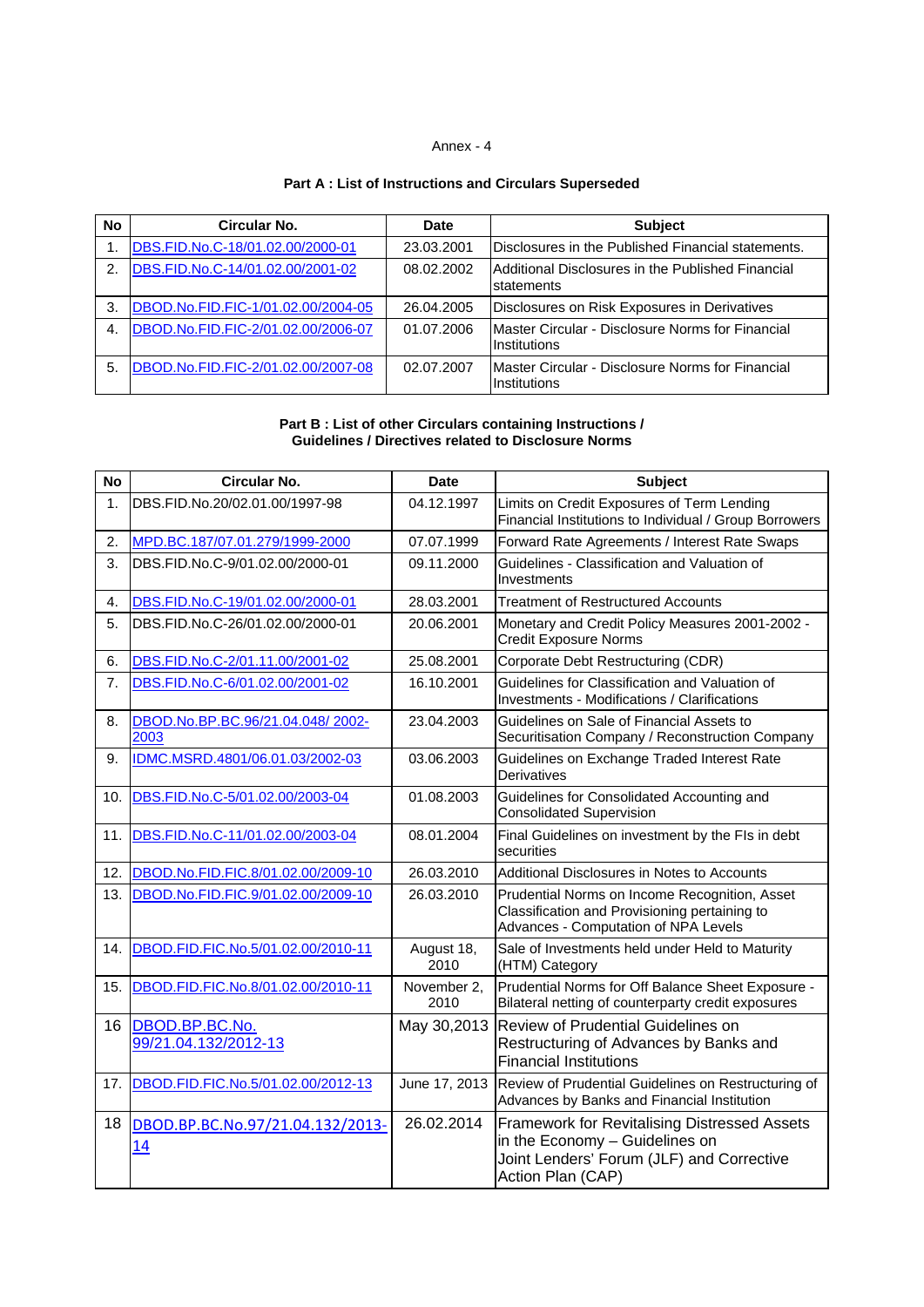Annex - 4

## Part A : List of Instructions and Circulars Superseded

| No | Circular No. | Date | Subject |
|---|---|---|---|
| 1. | DBS.FID.No.C-18/01.02.00/2000-01 | 23.03.2001 | Disclosures in the Published Financial statements. |
| 2. | DBS.FID.No.C-14/01.02.00/2001-02 | 08.02.2002 | Additional Disclosures in the Published Financial statements |
| 3. | DBOD.No.FID.FIC-1/01.02.00/2004-05 | 26.04.2005 | Disclosures on Risk Exposures in Derivatives |
| 4. | DBOD.No.FID.FIC-2/01.02.00/2006-07 | 01.07.2006 | Master Circular - Disclosure Norms for Financial Institutions |
| 5. | DBOD.No.FID.FIC-2/01.02.00/2007-08 | 02.07.2007 | Master Circular - Disclosure Norms for Financial Institutions |

## Part B : List of other Circulars containing Instructions / Guidelines / Directives related to Disclosure Norms

| No | Circular No. | Date | Subject |
|---|---|---|---|
| 1. | DBS.FID.No.20/02.01.00/1997-98 | 04.12.1997 | Limits on Credit Exposures of Term Lending Financial Institutions to Individual / Group Borrowers |
| 2. | MPD.BC.187/07.01.279/1999-2000 | 07.07.1999 | Forward Rate Agreements / Interest Rate Swaps |
| 3. | DBS.FID.No.C-9/01.02.00/2000-01 | 09.11.2000 | Guidelines - Classification and Valuation of Investments |
| 4. | DBS.FID.No.C-19/01.02.00/2000-01 | 28.03.2001 | Treatment of Restructured Accounts |
| 5. | DBS.FID.No.C-26/01.02.00/2000-01 | 20.06.2001 | Monetary and Credit Policy Measures 2001-2002 - Credit Exposure Norms |
| 6. | DBS.FID.No.C-2/01.11.00/2001-02 | 25.08.2001 | Corporate Debt Restructuring (CDR) |
| 7. | DBS.FID.No.C-6/01.02.00/2001-02 | 16.10.2001 | Guidelines for Classification and Valuation of Investments - Modifications / Clarifications |
| 8. | DBOD.No.BP.BC.96/21.04.048/ 2002-2003 | 23.04.2003 | Guidelines on Sale of Financial Assets to Securitisation Company / Reconstruction Company |
| 9. | IDMC.MSRD.4801/06.01.03/2002-03 | 03.06.2003 | Guidelines on Exchange Traded Interest Rate Derivatives |
| 10. | DBS.FID.No.C-5/01.02.00/2003-04 | 01.08.2003 | Guidelines for Consolidated Accounting and Consolidated Supervision |
| 11. | DBS.FID.No.C-11/01.02.00/2003-04 | 08.01.2004 | Final Guidelines on investment by the FIs in debt securities |
| 12. | DBOD.No.FID.FIC.8/01.02.00/2009-10 | 26.03.2010 | Additional Disclosures in Notes to Accounts |
| 13. | DBOD.No.FID.FIC.9/01.02.00/2009-10 | 26.03.2010 | Prudential Norms on Income Recognition, Asset Classification and Provisioning pertaining to Advances - Computation of NPA Levels |
| 14. | DBOD.FID.FIC.No.5/01.02.00/2010-11 | August 18, 2010 | Sale of Investments held under Held to Maturity (HTM) Category |
| 15. | DBOD.FID.FIC.No.8/01.02.00/2010-11 | November 2, 2010 | Prudential Norms for Off Balance Sheet Exposure - Bilateral netting of counterparty credit exposures |
| 16 | DBOD.BP.BC.No. 99/21.04.132/2012-13 | May 30,2013 | Review of Prudential Guidelines on Restructuring of Advances by Banks and Financial Institutions |
| 17. | DBOD.FID.FIC.No.5/01.02.00/2012-13 | June 17, 2013 | Review of Prudential Guidelines on Restructuring of Advances by Banks and Financial Institution |
| 18 | DBOD.BP.BC.No.97/21.04.132/2013-14 | 26.02.2014 | Framework for Revitalising Distressed Assets in the Economy – Guidelines on Joint Lenders' Forum (JLF) and Corrective Action Plan (CAP) |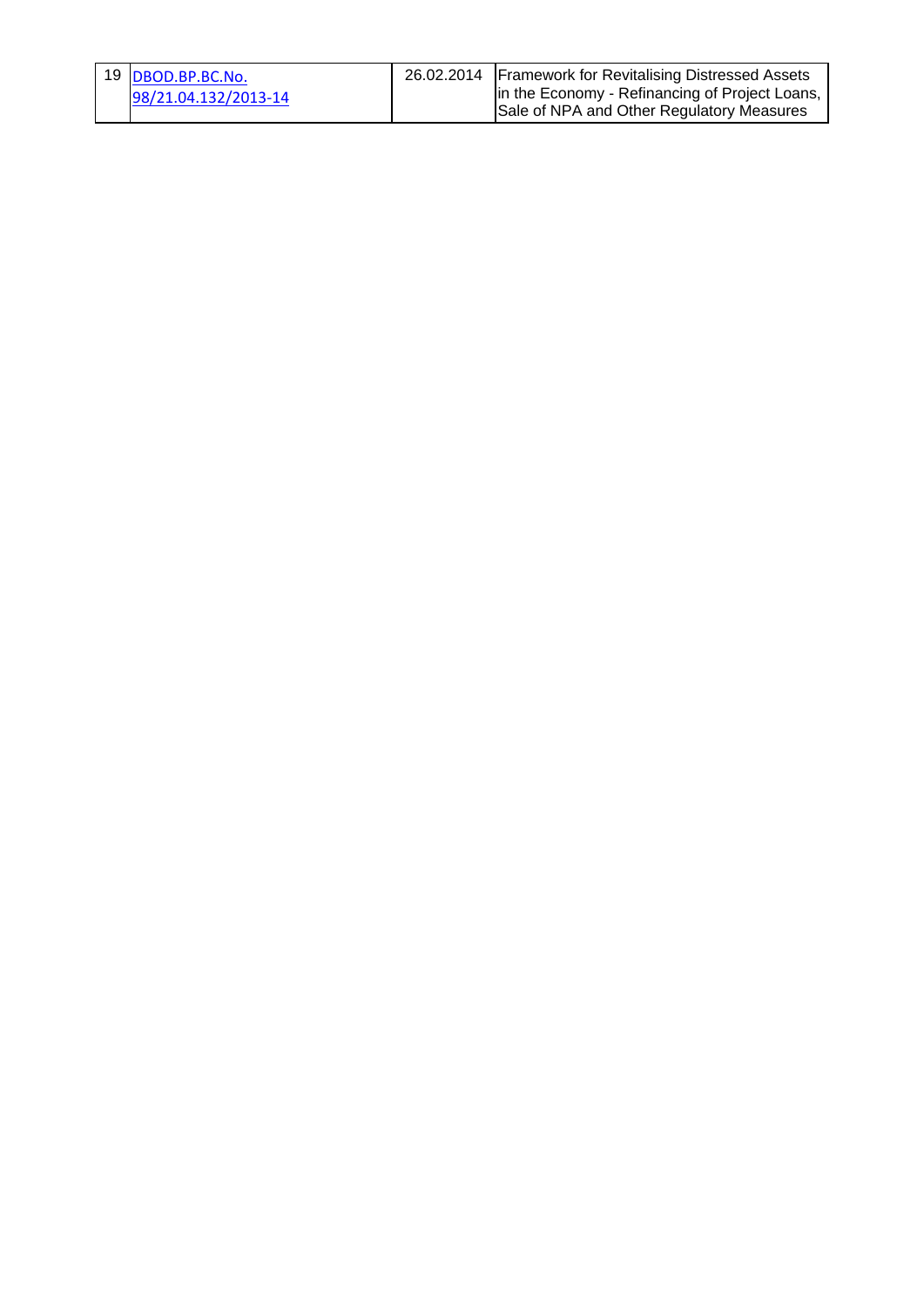| | | | |
|---|---|---|---|
| 19 | DBOD.BP.BC.No. 98/21.04.132/2013-14 | 26.02.2014 | Framework for Revitalising Distressed Assets in the Economy - Refinancing of Project Loans, Sale of NPA and Other Regulatory Measures |